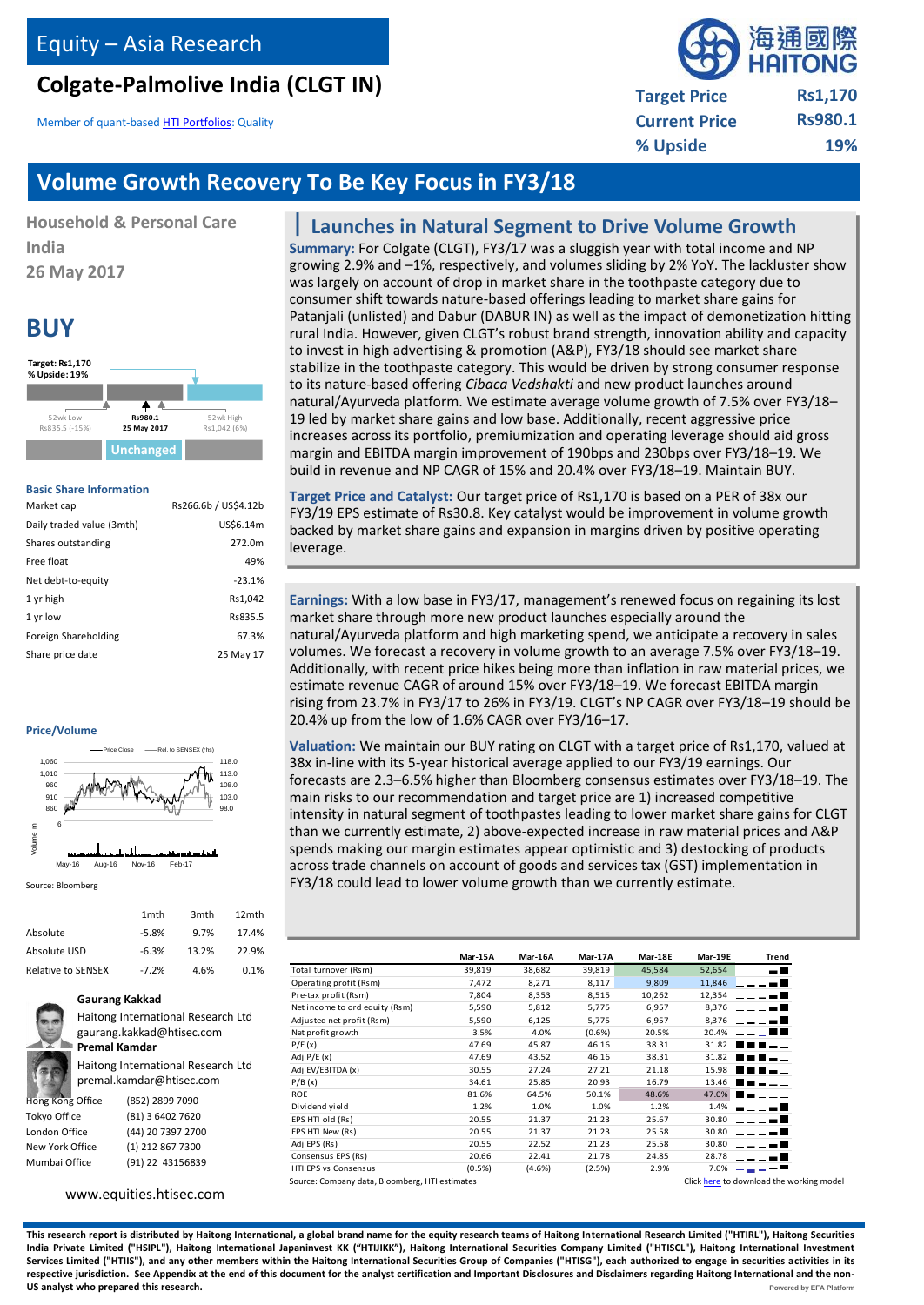# Equity – Asia Research

## Colgate-Palmolive India (CLGT IN)

Member of quant-based HTI Portfolios: Quality

| | |
|---|---|
| Target Price | Rs1,170 |
| Current Price | Rs980.1 |
| % Upside | 19% |

# Volume Growth Recovery To Be Key Focus in FY3/18

**Household & Personal Care**
**India**
**26 May 2017**

## BUY

Target: Rs1,170
% Upside: 19%

52wk Low Rs835.5 (-15%) | Rs980.1 25 May 2017 | 52wk High Rs1,042 (6%)

Unchanged

### Basic Share Information

| | |
|---|---|
| Market cap | Rs266.6b / US$4.12b |
| Daily traded value (3mth) | US$6.14m |
| Shares outstanding | 272.0m |
| Free float | 49% |
| Net debt-to-equity | -23.1% |
| 1 yr high | Rs1,042 |
| 1 yr low | Rs835.5 |
| Foreign Shareholding | 67.3% |
| Share price date | 25 May 17 |

### Price/Volume

Source: Bloomberg

| | 1mth | 3mth | 12mth |
|---|---|---|---|
| Absolute | -5.8% | 9.7% | 17.4% |
| Absolute USD | -6.3% | 13.2% | 22.9% |
| Relative to SENSEX | -7.2% | 4.6% | 0.1% |

**Gaurang Kakkad**
Haitong International Research Ltd
gaurang.kakkad@htisec.com

**Premal Kamdar**
Haitong International Research Ltd
premal.kamdar@htisec.com

| | |
|---|---|
| Hong Kong Office | (852) 2899 7090 |
| Tokyo Office | (81) 3 6402 7620 |
| London Office | (44) 20 7397 2700 |
| New York Office | (1) 212 867 7300 |
| Mumbai Office | (91) 22 43156839 |

www.equities.htisec.com

## Launches in Natural Segment to Drive Volume Growth

**Summary:** For Colgate (CLGT), FY3/17 was a sluggish year with total income and NP growing 2.9% and –1%, respectively, and volumes sliding by 2% YoY. The lackluster show was largely on account of drop in market share in the toothpaste category due to consumer shift towards nature-based offerings leading to market share gains for Patanjali (unlisted) and Dabur (DABUR IN) as well as the impact of demonetization hitting rural India. However, given CLGT's robust brand strength, innovation ability and capacity to invest in high advertising & promotion (A&P), FY3/18 should see market share stabilize in the toothpaste category. This would be driven by strong consumer response to its nature-based offering *Cibaca Vedshakti* and new product launches around natural/Ayurveda platform. We estimate average volume growth of 7.5% over FY3/18–19 led by market share gains and low base. Additionally, recent aggressive price increases across its portfolio, premiumization and operating leverage should aid gross margin and EBITDA margin improvement of 190bps and 230bps over FY3/18–19. We build in revenue and NP CAGR of 15% and 20.4% over FY3/18–19. Maintain BUY.

**Target Price and Catalyst:** Our target price of Rs1,170 is based on a PER of 38x our FY3/19 EPS estimate of Rs30.8. Key catalyst would be improvement in volume growth backed by market share gains and expansion in margins driven by positive operating leverage.

**Earnings:** With a low base in FY3/17, management's renewed focus on regaining its lost market share through more new product launches especially around the natural/Ayurveda platform and high marketing spend, we anticipate a recovery in sales volumes. We forecast a recovery in volume growth to an average 7.5% over FY3/18–19. Additionally, with recent price hikes being more than inflation in raw material prices, we estimate revenue CAGR of around 15% over FY3/18–19. We forecast EBITDA margin rising from 23.7% in FY3/17 to 26% in FY3/19. CLGT's NP CAGR over FY3/18–19 should be 20.4% up from the low of 1.6% CAGR over FY3/16–17.

**Valuation:** We maintain our BUY rating on CLGT with a target price of Rs1,170, valued at 38x in-line with its 5-year historical average applied to our FY3/19 earnings. Our forecasts are 2.3–6.5% higher than Bloomberg consensus estimates over FY3/18–19. The main risks to our recommendation and target price are 1) increased competitive intensity in natural segment of toothpastes leading to lower market share gains for CLGT than we currently estimate, 2) above-expected increase in raw material prices and A&P spends making our margin estimates appear optimistic and 3) destocking of products across trade channels on account of goods and services tax (GST) implementation in FY3/18 could lead to lower volume growth than we currently estimate.

| | Mar-15A | Mar-16A | Mar-17A | Mar-18E | Mar-19E |
|---|---|---|---|---|---|
| Total turnover (Rsm) | 39,819 | 38,682 | 39,819 | 45,584 | 52,654 |
| Operating profit (Rsm) | 7,472 | 8,271 | 8,117 | 9,809 | 11,846 |
| Pre-tax profit (Rsm) | 7,804 | 8,353 | 8,515 | 10,262 | 12,354 |
| Net income to ord equity (Rsm) | 5,590 | 5,812 | 5,775 | 6,957 | 8,376 |
| Adjusted net profit (Rsm) | 5,590 | 6,125 | 5,775 | 6,957 | 8,376 |
| Net profit growth | 3.5% | 4.0% | (0.6%) | 20.5% | 20.4% |
| P/E (x) | 47.69 | 45.87 | 46.16 | 38.31 | 31.82 |
| Adj P/E (x) | 47.69 | 43.52 | 46.16 | 38.31 | 31.82 |
| Adj EV/EBITDA (x) | 30.55 | 27.24 | 27.21 | 21.18 | 15.98 |
| P/B (x) | 34.61 | 25.85 | 20.93 | 16.79 | 13.46 |
| ROE | 81.6% | 64.5% | 50.1% | 48.6% | 47.0% |
| Dividend yield | 1.2% | 1.0% | 1.0% | 1.2% | 1.4% |
| EPS HTI old (Rs) | 20.55 | 21.37 | 21.23 | 25.67 | 30.80 |
| EPS HTI New (Rs) | 20.55 | 21.37 | 21.23 | 25.58 | 30.80 |
| Adj EPS (Rs) | 20.55 | 22.52 | 21.23 | 25.58 | 30.80 |
| Consensus EPS (Rs) | 20.66 | 22.41 | 21.78 | 24.85 | 28.78 |
| HTI EPS vs Consensus | (0.5%) | (4.6%) | (2.5%) | 2.9% | 7.0% |

Source: Company data, Bloomberg, HTI estimates

Click here to download the working model

**This research report is distributed by Haitong International, a global brand name for the equity research teams of Haitong International Research Limited ("HTIRL"), Haitong Securities India Private Limited ("HSIPL"), Haitong International Japaninvest KK ("HTIJIKK"), Haitong International Securities Company Limited ("HTISCL"), Haitong International Investment Services Limited ("HTIIS"), and any other members within the Haitong International Securities Group of Companies ("HTISG"), each authorized to engage in securities activities in its respective jurisdiction. See Appendix at the end of this document for the analyst certification and Important Disclosures and Disclaimers regarding Haitong International and the non-US analyst who prepared this research.**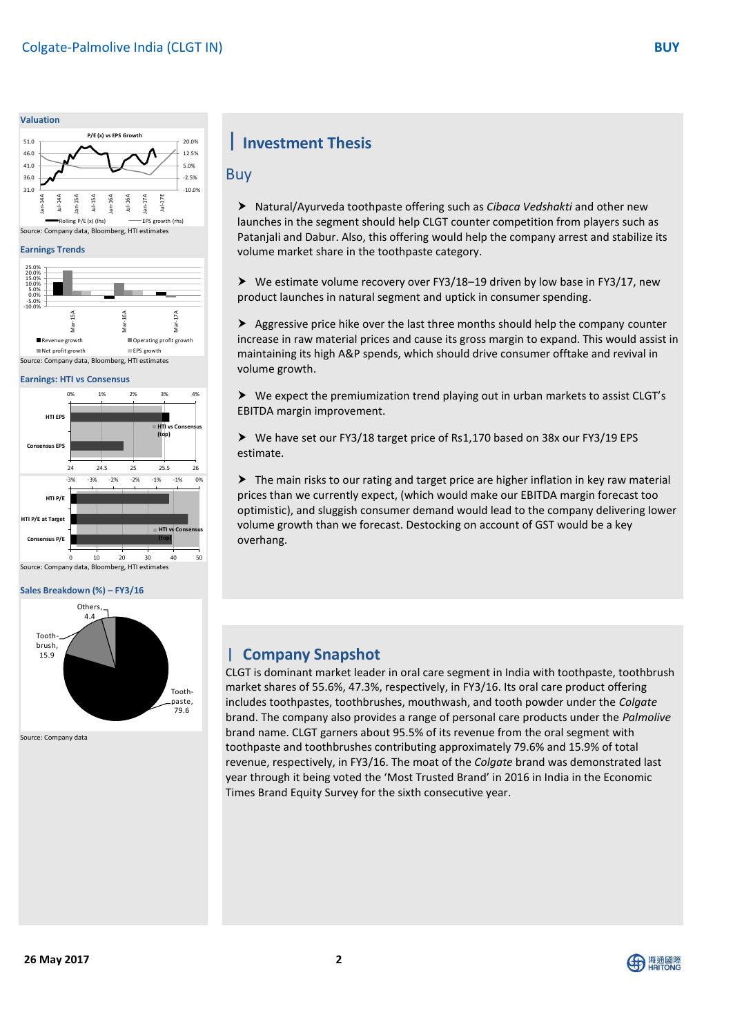## Valuation

P/E (x) vs EPS Growth

Source: Company data, Bloomberg, HTI estimates

## Earnings Trends

Source: Company data, Bloomberg, HTI estimates

## Earnings: HTI vs Consensus

Source: Company data, Bloomberg, HTI estimates

## Sales Breakdown (%) – FY3/16

Source: Company data

# Investment Thesis

## Buy

- Natural/Ayurveda toothpaste offering such as *Cibaca Vedshakti* and other new launches in the segment should help CLGT counter competition from players such as Patanjali and Dabur. Also, this offering would help the company arrest and stabilize its volume market share in the toothpaste category.

- We estimate volume recovery over FY3/18–19 driven by low base in FY3/17, new product launches in natural segment and uptick in consumer spending.

- Aggressive price hike over the last three months should help the company counter increase in raw material prices and cause its gross margin to expand. This would assist in maintaining its high A&P spends, which should drive consumer offtake and revival in volume growth.

- We expect the premiumization trend playing out in urban markets to assist CLGT's EBITDA margin improvement.

- We have set our FY3/18 target price of Rs1,170 based on 38x our FY3/19 EPS estimate.

- The main risks to our rating and target price are higher inflation in key raw material prices than we currently expect, (which would make our EBITDA margin forecast too optimistic), and sluggish consumer demand would lead to the company delivering lower volume growth than we forecast. Destocking on account of GST would be a key overhang.

# Company Snapshot

CLGT is dominant market leader in oral care segment in India with toothpaste, toothbrush market shares of 55.6%, 47.3%, respectively, in FY3/16. Its oral care product offering includes toothpastes, toothbrushes, mouthwash, and tooth powder under the *Colgate* brand. The company also provides a range of personal care products under the *Palmolive* brand name. CLGT garners about 95.5% of its revenue from the oral segment with toothpaste and toothbrushes contributing approximately 79.6% and 15.9% of total revenue, respectively, in FY3/16. The moat of the *Colgate* brand was demonstrated last year through it being voted the 'Most Trusted Brand' in 2016 in India in the Economic Times Brand Equity Survey for the sixth consecutive year.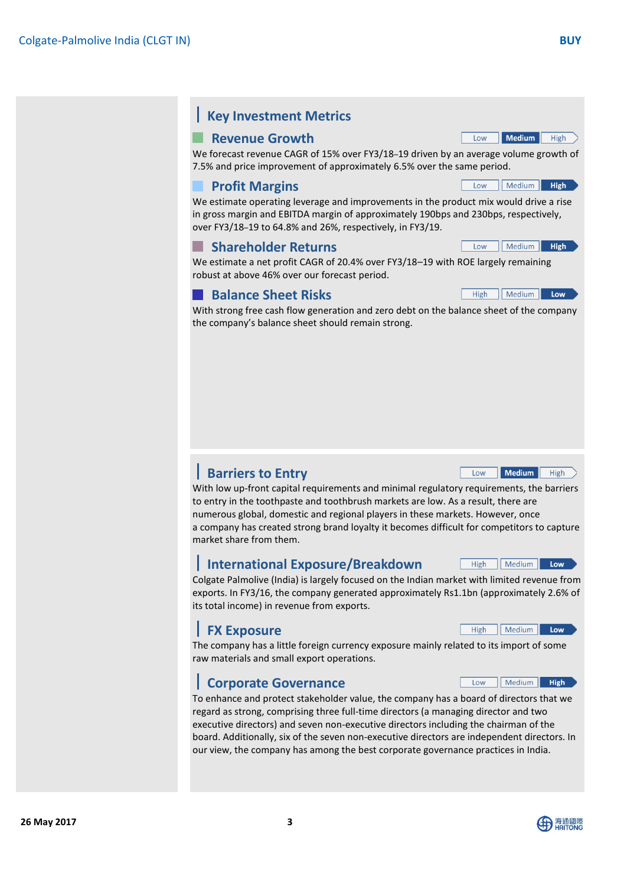## Key Investment Metrics

### Revenue Growth

Low | **Medium** | High

We forecast revenue CAGR of 15% over FY3/18–19 driven by an average volume growth of 7.5% and price improvement of approximately 6.5% over the same period.

### Profit Margins

Low | Medium | **High**

We estimate operating leverage and improvements in the product mix would drive a rise in gross margin and EBITDA margin of approximately 190bps and 230bps, respectively, over FY3/18–19 to 64.8% and 26%, respectively, in FY3/19.

### Shareholder Returns

Low | Medium | **High**

We estimate a net profit CAGR of 20.4% over FY3/18–19 with ROE largely remaining robust at above 46% over our forecast period.

### Balance Sheet Risks

High | Medium | **Low**

With strong free cash flow generation and zero debt on the balance sheet of the company the company's balance sheet should remain strong.

## Barriers to Entry

Low | **Medium** | High

With low up-front capital requirements and minimal regulatory requirements, the barriers to entry in the toothpaste and toothbrush markets are low. As a result, there are numerous global, domestic and regional players in these markets. However, once a company has created strong brand loyalty it becomes difficult for competitors to capture market share from them.

## International Exposure/Breakdown

High | Medium | **Low**

Colgate Palmolive (India) is largely focused on the Indian market with limited revenue from exports. In FY3/16, the company generated approximately Rs1.1bn (approximately 2.6% of its total income) in revenue from exports.

## FX Exposure

High | Medium | **Low**

The company has a little foreign currency exposure mainly related to its import of some raw materials and small export operations.

## Corporate Governance

Low | Medium | **High**

To enhance and protect stakeholder value, the company has a board of directors that we regard as strong, comprising three full-time directors (a managing director and two executive directors) and seven non-executive directors including the chairman of the board. Additionally, six of the seven non-executive directors are independent directors. In our view, the company has among the best corporate governance practices in India.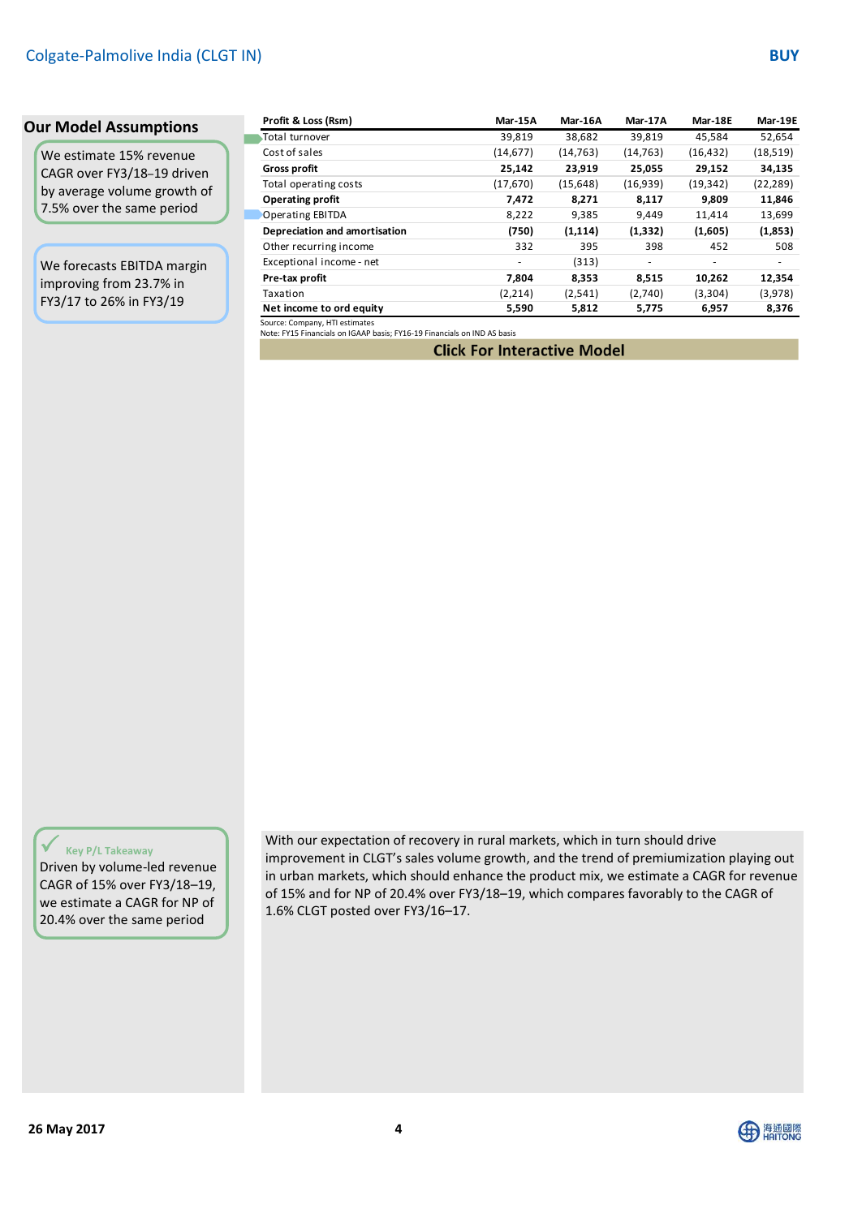## Our Model Assumptions

We estimate 15% revenue CAGR over FY3/18–19 driven by average volume growth of 7.5% over the same period

We forecasts EBITDA margin improving from 23.7% in FY3/17 to 26% in FY3/19

| Profit & Loss (Rsm) | Mar-15A | Mar-16A | Mar-17A | Mar-18E | Mar-19E |
|---|---|---|---|---|---|
| Total turnover | 39,819 | 38,682 | 39,819 | 45,584 | 52,654 |
| Cost of sales | (14,677) | (14,763) | (14,763) | (16,432) | (18,519) |
| **Gross profit** | **25,142** | **23,919** | **25,055** | **29,152** | **34,135** |
| Total operating costs | (17,670) | (15,648) | (16,939) | (19,342) | (22,289) |
| **Operating profit** | **7,472** | **8,271** | **8,117** | **9,809** | **11,846** |
| Operating EBITDA | 8,222 | 9,385 | 9,449 | 11,414 | 13,699 |
| **Depreciation and amortisation** | **(750)** | **(1,114)** | **(1,332)** | **(1,605)** | **(1,853)** |
| Other recurring income | 332 | 395 | 398 | 452 | 508 |
| Exceptional income - net | - | (313) | - | - | - |
| **Pre-tax profit** | **7,804** | **8,353** | **8,515** | **10,262** | **12,354** |
| Taxation | (2,214) | (2,541) | (2,740) | (3,304) | (3,978) |
| **Net income to ord equity** | **5,590** | **5,812** | **5,775** | **6,957** | **8,376** |

Source: Company, HTI estimates
Note: FY15 Financials on IGAAP basis; FY16-19 Financials on IND AS basis

**Click For Interactive Model**

**Key P/L Takeaway**

Driven by volume-led revenue CAGR of 15% over FY3/18–19, we estimate a CAGR for NP of 20.4% over the same period

With our expectation of recovery in rural markets, which in turn should drive improvement in CLGT's sales volume growth, and the trend of premiumization playing out in urban markets, which should enhance the product mix, we estimate a CAGR for revenue of 15% and for NP of 20.4% over FY3/18–19, which compares favorably to the CAGR of 1.6% CLGT posted over FY3/16–17.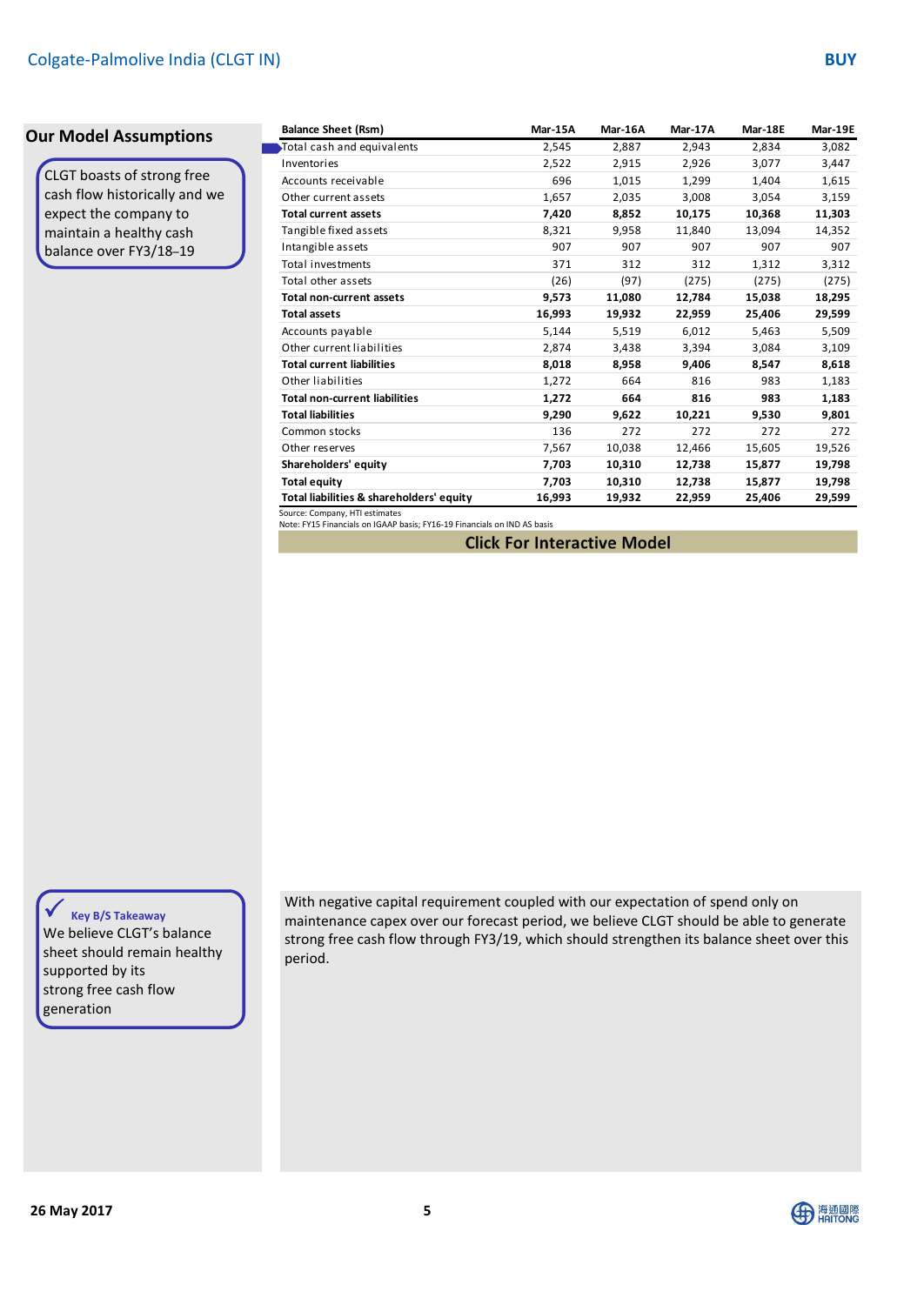## Our Model Assumptions

CLGT boasts of strong free cash flow historically and we expect the company to maintain a healthy cash balance over FY3/18–19

| Balance Sheet (Rsm) | Mar-15A | Mar-16A | Mar-17A | Mar-18E | Mar-19E |
|---|---|---|---|---|---|
| Total cash and equivalents | 2,545 | 2,887 | 2,943 | 2,834 | 3,082 |
| Inventories | 2,522 | 2,915 | 2,926 | 3,077 | 3,447 |
| Accounts receivable | 696 | 1,015 | 1,299 | 1,404 | 1,615 |
| Other current assets | 1,657 | 2,035 | 3,008 | 3,054 | 3,159 |
| **Total current assets** | **7,420** | **8,852** | **10,175** | **10,368** | **11,303** |
| Tangible fixed assets | 8,321 | 9,958 | 11,840 | 13,094 | 14,352 |
| Intangible assets | 907 | 907 | 907 | 907 | 907 |
| Total investments | 371 | 312 | 312 | 1,312 | 3,312 |
| Total other assets | (26) | (97) | (275) | (275) | (275) |
| **Total non-current assets** | **9,573** | **11,080** | **12,784** | **15,038** | **18,295** |
| **Total assets** | **16,993** | **19,932** | **22,959** | **25,406** | **29,599** |
| Accounts payable | 5,144 | 5,519 | 6,012 | 5,463 | 5,509 |
| Other current liabilities | 2,874 | 3,438 | 3,394 | 3,084 | 3,109 |
| **Total current liabilities** | **8,018** | **8,958** | **9,406** | **8,547** | **8,618** |
| Other liabilities | 1,272 | 664 | 816 | 983 | 1,183 |
| **Total non-current liabilities** | **1,272** | **664** | **816** | **983** | **1,183** |
| **Total liabilities** | **9,290** | **9,622** | **10,221** | **9,530** | **9,801** |
| Common stocks | 136 | 272 | 272 | 272 | 272 |
| Other reserves | 7,567 | 10,038 | 12,466 | 15,605 | 19,526 |
| **Shareholders' equity** | **7,703** | **10,310** | **12,738** | **15,877** | **19,798** |
| **Total equity** | **7,703** | **10,310** | **12,738** | **15,877** | **19,798** |
| **Total liabilities & shareholders' equity** | **16,993** | **19,932** | **22,959** | **25,406** | **29,599** |

Source: Company, HTI estimates

Note: FY15 Financials on IGAAP basis; FY16-19 Financials on IND AS basis

**Click For Interactive Model**

**Key B/S Takeaway**

We believe CLGT's balance sheet should remain healthy supported by its strong free cash flow generation

With negative capital requirement coupled with our expectation of spend only on maintenance capex over our forecast period, we believe CLGT should be able to generate strong free cash flow through FY3/19, which should strengthen its balance sheet over this period.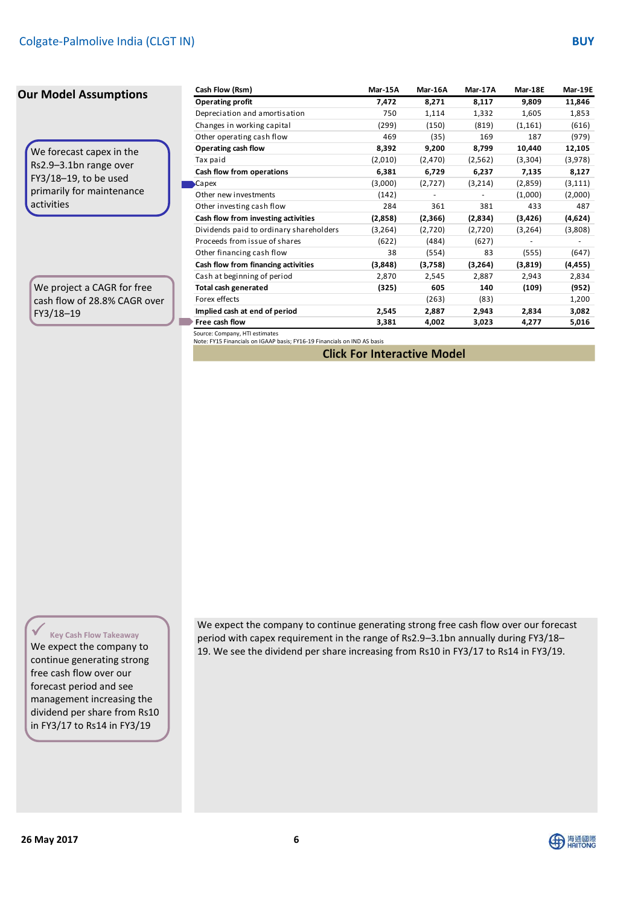## Our Model Assumptions

We forecast capex in the Rs2.9–3.1bn range over FY3/18–19, to be used primarily for maintenance activities

We project a CAGR for free cash flow of 28.8% CAGR over FY3/18–19

| Cash Flow (Rsm) | Mar-15A | Mar-16A | Mar-17A | Mar-18E | Mar-19E |
|---|---|---|---|---|---|
| **Operating profit** | **7,472** | **8,271** | **8,117** | **9,809** | **11,846** |
| Depreciation and amortisation | 750 | 1,114 | 1,332 | 1,605 | 1,853 |
| Changes in working capital | (299) | (150) | (819) | (1,161) | (616) |
| Other operating cash flow | 469 | (35) | 169 | 187 | (979) |
| **Operating cash flow** | **8,392** | **9,200** | **8,799** | **10,440** | **12,105** |
| Tax paid | (2,010) | (2,470) | (2,562) | (3,304) | (3,978) |
| **Cash flow from operations** | **6,381** | **6,729** | **6,237** | **7,135** | **8,127** |
| Capex | (3,000) | (2,727) | (3,214) | (2,859) | (3,111) |
| Other new investments | (142) | - | - | (1,000) | (2,000) |
| Other investing cash flow | 284 | 361 | 381 | 433 | 487 |
| **Cash flow from investing activities** | **(2,858)** | **(2,366)** | **(2,834)** | **(3,426)** | **(4,624)** |
| Dividends paid to ordinary shareholders | (3,264) | (2,720) | (2,720) | (3,264) | (3,808) |
| Proceeds from issue of shares | (622) | (484) | (627) | - | - |
| Other financing cash flow | 38 | (554) | 83 | (555) | (647) |
| **Cash flow from financing activities** | **(3,848)** | **(3,758)** | **(3,264)** | **(3,819)** | **(4,455)** |
| Cash at beginning of period | 2,870 | 2,545 | 2,887 | 2,943 | 2,834 |
| **Total cash generated** | **(325)** | **605** | **140** | **(109)** | **(952)** |
| Forex effects | | (263) | (83) | | 1,200 |
| **Implied cash at end of period** | **2,545** | **2,887** | **2,943** | **2,834** | **3,082** |
| **Free cash flow** | **3,381** | **4,002** | **3,023** | **4,277** | **5,016** |

Source: Company, HTI estimates
Note: FY15 Financials on IGAAP basis; FY16-19 Financials on IND AS basis

**Click For Interactive Model**

**Key Cash Flow Takeaway**

We expect the company to continue generating strong free cash flow over our forecast period and see management increasing the dividend per share from Rs10 in FY3/17 to Rs14 in FY3/19

We expect the company to continue generating strong free cash flow over our forecast period with capex requirement in the range of Rs2.9–3.1bn annually during FY3/18–19. We see the dividend per share increasing from Rs10 in FY3/17 to Rs14 in FY3/19.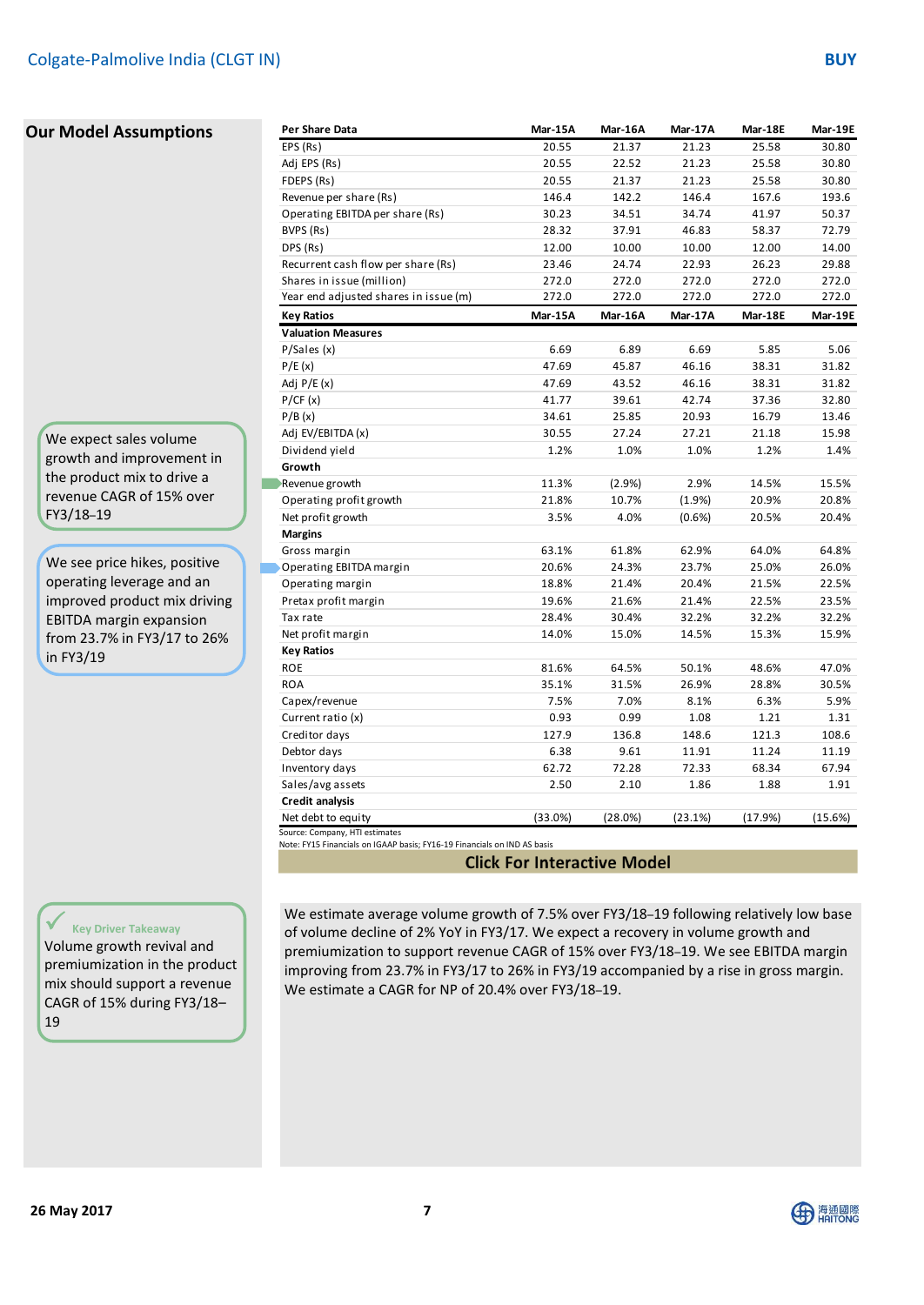## Our Model Assumptions

| Per Share Data | Mar-15A | Mar-16A | Mar-17A | Mar-18E | Mar-19E |
|---|---|---|---|---|---|
| EPS (Rs) | 20.55 | 21.37 | 21.23 | 25.58 | 30.80 |
| Adj EPS (Rs) | 20.55 | 22.52 | 21.23 | 25.58 | 30.80 |
| FDEPS (Rs) | 20.55 | 21.37 | 21.23 | 25.58 | 30.80 |
| Revenue per share (Rs) | 146.4 | 142.2 | 146.4 | 167.6 | 193.6 |
| Operating EBITDA per share (Rs) | 30.23 | 34.51 | 34.74 | 41.97 | 50.37 |
| BVPS (Rs) | 28.32 | 37.91 | 46.83 | 58.37 | 72.79 |
| DPS (Rs) | 12.00 | 10.00 | 10.00 | 12.00 | 14.00 |
| Recurrent cash flow per share (Rs) | 23.46 | 24.74 | 22.93 | 26.23 | 29.88 |
| Shares in issue (million) | 272.0 | 272.0 | 272.0 | 272.0 | 272.0 |
| Year end adjusted shares in issue (m) | 272.0 | 272.0 | 272.0 | 272.0 | 272.0 |
| **Key Ratios** | **Mar-15A** | **Mar-16A** | **Mar-17A** | **Mar-18E** | **Mar-19E** |
| **Valuation Measures** | | | | | |
| P/Sales (x) | 6.69 | 6.89 | 6.69 | 5.85 | 5.06 |
| P/E (x) | 47.69 | 45.87 | 46.16 | 38.31 | 31.82 |
| Adj P/E (x) | 47.69 | 43.52 | 46.16 | 38.31 | 31.82 |
| P/CF (x) | 41.77 | 39.61 | 42.74 | 37.36 | 32.80 |
| P/B (x) | 34.61 | 25.85 | 20.93 | 16.79 | 13.46 |
| Adj EV/EBITDA (x) | 30.55 | 27.24 | 27.21 | 21.18 | 15.98 |
| Dividend yield | 1.2% | 1.0% | 1.0% | 1.2% | 1.4% |
| **Growth** | | | | | |
| Revenue growth | 11.3% | (2.9%) | 2.9% | 14.5% | 15.5% |
| Operating profit growth | 21.8% | 10.7% | (1.9%) | 20.9% | 20.8% |
| Net profit growth | 3.5% | 4.0% | (0.6%) | 20.5% | 20.4% |
| **Margins** | | | | | |
| Gross margin | 63.1% | 61.8% | 62.9% | 64.0% | 64.8% |
| Operating EBITDA margin | 20.6% | 24.3% | 23.7% | 25.0% | 26.0% |
| Operating margin | 18.8% | 21.4% | 20.4% | 21.5% | 22.5% |
| Pretax profit margin | 19.6% | 21.6% | 21.4% | 22.5% | 23.5% |
| Tax rate | 28.4% | 30.4% | 32.2% | 32.2% | 32.2% |
| Net profit margin | 14.0% | 15.0% | 14.5% | 15.3% | 15.9% |
| **Key Ratios** | | | | | |
| ROE | 81.6% | 64.5% | 50.1% | 48.6% | 47.0% |
| ROA | 35.1% | 31.5% | 26.9% | 28.8% | 30.5% |
| Capex/revenue | 7.5% | 7.0% | 8.1% | 6.3% | 5.9% |
| Current ratio (x) | 0.93 | 0.99 | 1.08 | 1.21 | 1.31 |
| Creditor days | 127.9 | 136.8 | 148.6 | 121.3 | 108.6 |
| Debtor days | 6.38 | 9.61 | 11.91 | 11.24 | 11.19 |
| Inventory days | 62.72 | 72.28 | 72.33 | 68.34 | 67.94 |
| Sales/avg assets | 2.50 | 2.10 | 1.86 | 1.88 | 1.91 |
| **Credit analysis** | | | | | |
| Net debt to equity | (33.0%) | (28.0%) | (23.1%) | (17.9%) | (15.6%) |

Source: Company, HTI estimates

Note: FY15 Financials on IGAAP basis; FY16-19 Financials on IND AS basis

**Click For Interactive Model**

We expect sales volume growth and improvement in the product mix to drive a revenue CAGR of 15% over FY3/18–19

We see price hikes, positive operating leverage and an improved product mix driving EBITDA margin expansion from 23.7% in FY3/17 to 26% in FY3/19

**Key Driver Takeaway**

Volume growth revival and premiumization in the product mix should support a revenue CAGR of 15% during FY3/18–19

We estimate average volume growth of 7.5% over FY3/18–19 following relatively low base of volume decline of 2% YoY in FY3/17. We expect a recovery in volume growth and premiumization to support revenue CAGR of 15% over FY3/18–19. We see EBITDA margin improving from 23.7% in FY3/17 to 26% in FY3/19 accompanied by a rise in gross margin. We estimate a CAGR for NP of 20.4% over FY3/18–19.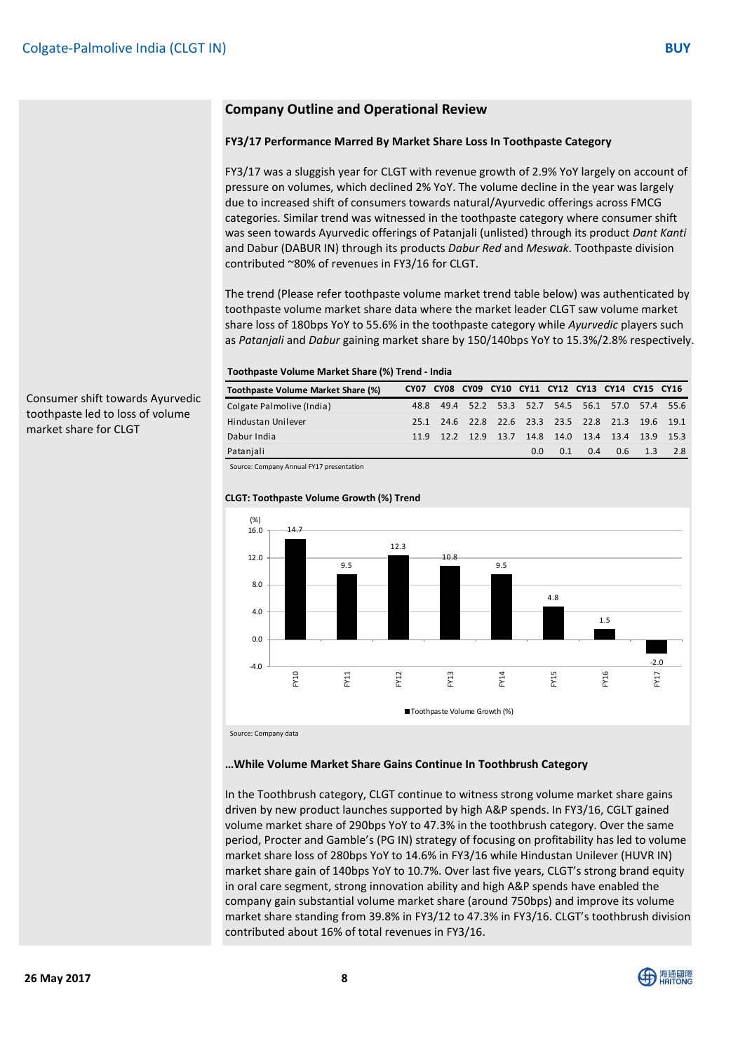## Company Outline and Operational Review

### FY3/17 Performance Marred By Market Share Loss In Toothpaste Category

FY3/17 was a sluggish year for CLGT with revenue growth of 2.9% YoY largely on account of pressure on volumes, which declined 2% YoY. The volume decline in the year was largely due to increased shift of consumers towards natural/Ayurvedic offerings across FMCG categories. Similar trend was witnessed in the toothpaste category where consumer shift was seen towards Ayurvedic offerings of Patanjali (unlisted) through its product *Dant Kanti* and Dabur (DABUR IN) through its products *Dabur Red* and *Meswak*. Toothpaste division contributed ~80% of revenues in FY3/16 for CLGT.

Consumer shift towards Ayurvedic toothpaste led to loss of volume market share for CLGT

The trend (Please refer toothpaste volume market trend table below) was authenticated by toothpaste volume market share data where the market leader CLGT saw volume market share loss of 180bps YoY to 55.6% in the toothpaste category while *Ayurvedic* players such as *Patanjali* and *Dabur* gaining market share by 150/140bps YoY to 15.3%/2.8% respectively.

**Toothpaste Volume Market Share (%) Trend - India**

| Toothpaste Volume Market Share (%) | CY07 | CY08 | CY09 | CY10 | CY11 | CY12 | CY13 | CY14 | CY15 | CY16 |
|---|---|---|---|---|---|---|---|---|---|---|
| Colgate Palmolive (India) | 48.8 | 49.4 | 52.2 | 53.3 | 52.7 | 54.5 | 56.1 | 57.0 | 57.4 | 55.6 |
| Hindustan Unilever | 25.1 | 24.6 | 22.8 | 22.6 | 23.3 | 23.5 | 22.8 | 21.3 | 19.6 | 19.1 |
| Dabur India | 11.9 | 12.2 | 12.9 | 13.7 | 14.8 | 14.0 | 13.4 | 13.4 | 13.9 | 15.3 |
| Patanjali | | | | | 0.0 | 0.1 | 0.4 | 0.6 | 1.3 | 2.8 |

Source: Company Annual FY17 presentation

**CLGT: Toothpaste Volume Growth (%) Trend**

| | FY10 | FY11 | FY12 | FY13 | FY14 | FY15 | FY16 | FY17 |
|---|---|---|---|---|---|---|---|---|
| Toothpaste Volume Growth (%) | 14.7 | 9.5 | 12.3 | 10.8 | 9.5 | 4.8 | 1.5 | -2.0 |

Source: Company data

### …While Volume Market Share Gains Continue In Toothbrush Category

In the Toothbrush category, CLGT continue to witness strong volume market share gains driven by new product launches supported by high A&P spends. In FY3/16, CGLT gained volume market share of 290bps YoY to 47.3% in the toothbrush category. Over the same period, Procter and Gamble's (PG IN) strategy of focusing on profitability has led to volume market share loss of 280bps YoY to 14.6% in FY3/16 while Hindustan Unilever (HUVR IN) market share gain of 140bps YoY to 10.7%. Over last five years, CLGT's strong brand equity in oral care segment, strong innovation ability and high A&P spends have enabled the company gain substantial volume market share (around 750bps) and improve its volume market share standing from 39.8% in FY3/12 to 47.3% in FY3/16. CLGT's toothbrush division contributed about 16% of total revenues in FY3/16.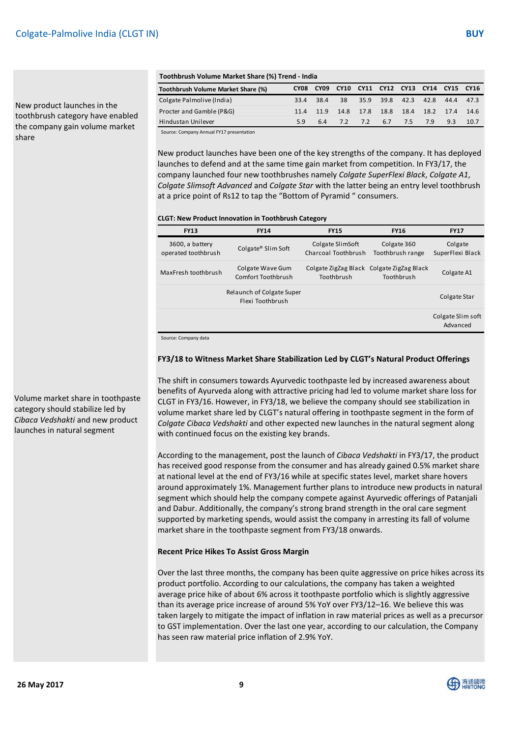New product launches in the toothbrush category have enabled the company gain volume market share

**Toothbrush Volume Market Share (%) Trend - India**

| Toothbrush Volume Market Share (%) | CY08 | CY09 | CY10 | CY11 | CY12 | CY13 | CY14 | CY15 | CY16 |
|---|---|---|---|---|---|---|---|---|---|
| Colgate Palmolive (India) | 33.4 | 38.4 | 38 | 35.9 | 39.8 | 42.3 | 42.8 | 44.4 | 47.3 |
| Procter and Gamble (P&G) | 11.4 | 11.9 | 14.8 | 17.8 | 18.8 | 18.4 | 18.2 | 17.4 | 14.6 |
| Hindustan Unilever | 5.9 | 6.4 | 7.2 | 7.2 | 6.7 | 7.5 | 7.9 | 9.3 | 10.7 |

Source: Company Annual FY17 presentation

New product launches have been one of the key strengths of the company. It has deployed launches to defend and at the same time gain market from competition. In FY3/17, the company launched four new toothbrushes namely *Colgate SuperFlexi Black*, *Colgate A1*, *Colgate Slimsoft Advanced* and *Colgate Star* with the latter being an entry level toothbrush at a price point of Rs12 to tap the "Bottom of Pyramid " consumers.

**CLGT: New Product Innovation in Toothbrush Category**

| FY13 | FY14 | FY15 | FY16 | FY17 |
|---|---|---|---|---|
| 3600, a battery operated toothbrush | Colgate® Slim Soft | Colgate SlimSoft Charcoal Toothbrush | Colgate 360 Toothbrush range | Colgate SuperFlexi Black |
| MaxFresh toothbrush | Colgate Wave Gum Comfort Toothbrush | Colgate ZigZag Black Toothbrush | Colgate ZigZag Black Toothbrush | Colgate A1 |
| | Relaunch of Colgate Super Flexi Toothbrush | | | Colgate Star |
| | | | | Colgate Slim soft Advanced |

Source: Company data

### FY3/18 to Witness Market Share Stabilization Led by CLGT's Natural Product Offerings

Volume market share in toothpaste category should stabilize led by *Cibaca Vedshakti* and new product launches in natural segment

The shift in consumers towards Ayurvedic toothpaste led by increased awareness about benefits of Ayurveda along with attractive pricing had led to volume market share loss for CLGT in FY3/16. However, in FY3/18, we believe the company should see stabilization in volume market share led by CLGT's natural offering in toothpaste segment in the form of *Colgate Cibaca Vedshakti* and other expected new launches in the natural segment along with continued focus on the existing key brands.

According to the management, post the launch of *Cibaca Vedshakti* in FY3/17, the product has received good response from the consumer and has already gained 0.5% market share at national level at the end of FY3/16 while at specific states level, market share hovers around approximately 1%. Management further plans to introduce new products in natural segment which should help the company compete against Ayurvedic offerings of Patanjali and Dabur. Additionally, the company's strong brand strength in the oral care segment supported by marketing spends, would assist the company in arresting its fall of volume market share in the toothpaste segment from FY3/18 onwards.

### Recent Price Hikes To Assist Gross Margin

Over the last three months, the company has been quite aggressive on price hikes across its product portfolio. According to our calculations, the company has taken a weighted average price hike of about 6% across it toothpaste portfolio which is slightly aggressive than its average price increase of around 5% YoY over FY3/12–16. We believe this was taken largely to mitigate the impact of inflation in raw material prices as well as a precursor to GST implementation. Over the last one year, according to our calculation, the Company has seen raw material price inflation of 2.9% YoY.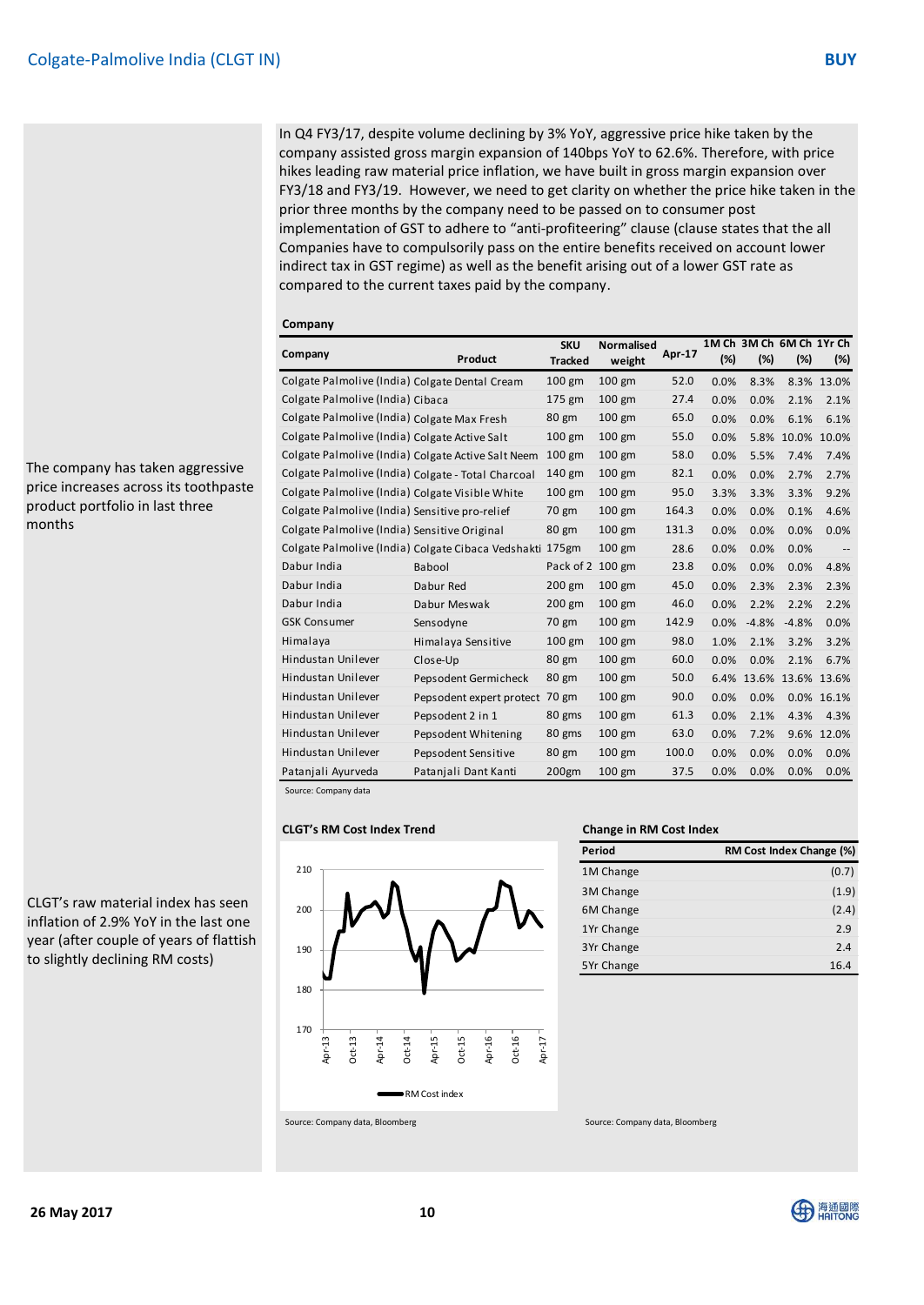The company has taken aggressive price increases across its toothpaste product portfolio in last three months

In Q4 FY3/17, despite volume declining by 3% YoY, aggressive price hike taken by the company assisted gross margin expansion of 140bps YoY to 62.6%. Therefore, with price hikes leading raw material price inflation, we have built in gross margin expansion over FY3/18 and FY3/19. However, we need to get clarity on whether the price hike taken in the prior three months by the company need to be passed on to consumer post implementation of GST to adhere to "anti-profiteering" clause (clause states that the all Companies have to compulsorily pass on the entire benefits received on account lower indirect tax in GST regime) as well as the benefit arising out of a lower GST rate as compared to the current taxes paid by the company.

**Company**

| Company | Product | SKU Tracked | Normalised weight | Apr-17 | 1M Ch (%) | 3M Ch (%) | 6M Ch (%) | 1Yr Ch (%) |
|---|---|---|---|---|---|---|---|---|
| Colgate Palmolive (India) | Colgate Dental Cream | 100 gm | 100 gm | 52.0 | 0.0% | 8.3% | 8.3% | 13.0% |
| Colgate Palmolive (India) | Cibaca | 175 gm | 100 gm | 27.4 | 0.0% | 0.0% | 2.1% | 2.1% |
| Colgate Palmolive (India) | Colgate Max Fresh | 80 gm | 100 gm | 65.0 | 0.0% | 0.0% | 6.1% | 6.1% |
| Colgate Palmolive (India) | Colgate Active Salt | 100 gm | 100 gm | 55.0 | 0.0% | 5.8% | 10.0% | 10.0% |
| Colgate Palmolive (India) | Colgate Active Salt Neem | 100 gm | 100 gm | 58.0 | 0.0% | 5.5% | 7.4% | 7.4% |
| Colgate Palmolive (India) | Colgate - Total Charcoal | 140 gm | 100 gm | 82.1 | 0.0% | 0.0% | 2.7% | 2.7% |
| Colgate Palmolive (India) | Colgate Visible White | 100 gm | 100 gm | 95.0 | 3.3% | 3.3% | 3.3% | 9.2% |
| Colgate Palmolive (India) | Sensitive pro-relief | 70 gm | 100 gm | 164.3 | 0.0% | 0.0% | 0.1% | 4.6% |
| Colgate Palmolive (India) | Sensitive Original | 80 gm | 100 gm | 131.3 | 0.0% | 0.0% | 0.0% | 0.0% |
| Colgate Palmolive (India) | Colgate Cibaca Vedshakti | 175gm | 100 gm | 28.6 | 0.0% | 0.0% | 0.0% | -- |
| Dabur India | Babool | Pack of 2 | 100 gm | 23.8 | 0.0% | 0.0% | 0.0% | 4.8% |
| Dabur India | Dabur Red | 200 gm | 100 gm | 45.0 | 0.0% | 2.3% | 2.3% | 2.3% |
| Dabur India | Dabur Meswak | 200 gm | 100 gm | 46.0 | 0.0% | 2.2% | 2.2% | 2.2% |
| GSK Consumer | Sensodyne | 70 gm | 100 gm | 142.9 | 0.0% | -4.8% | -4.8% | 0.0% |
| Himalaya | Himalaya Sensitive | 100 gm | 100 gm | 98.0 | 1.0% | 2.1% | 3.2% | 3.2% |
| Hindustan Unilever | Close-Up | 80 gm | 100 gm | 60.0 | 0.0% | 0.0% | 2.1% | 6.7% |
| Hindustan Unilever | Pepsodent Germicheck | 80 gm | 100 gm | 50.0 | 6.4% | 13.6% | 13.6% | 13.6% |
| Hindustan Unilever | Pepsodent expert protect | 70 gm | 100 gm | 90.0 | 0.0% | 0.0% | 0.0% | 16.1% |
| Hindustan Unilever | Pepsodent 2 in 1 | 80 gms | 100 gm | 61.3 | 0.0% | 2.1% | 4.3% | 4.3% |
| Hindustan Unilever | Pepsodent Whitening | 80 gms | 100 gm | 63.0 | 0.0% | 7.2% | 9.6% | 12.0% |
| Hindustan Unilever | Pepsodent Sensitive | 80 gm | 100 gm | 100.0 | 0.0% | 0.0% | 0.0% | 0.0% |
| Patanjali Ayurveda | Patanjali Dant Kanti | 200gm | 100 gm | 37.5 | 0.0% | 0.0% | 0.0% | 0.0% |

Source: Company data

CLGT's raw material index has seen inflation of 2.9% YoY in the last one year (after couple of years of flattish to slightly declining RM costs)

**CLGT's RM Cost Index Trend**

Source: Company data, Bloomberg

**Change in RM Cost Index**

| Period | RM Cost Index Change (%) |
|---|---|
| 1M Change | (0.7) |
| 3M Change | (1.9) |
| 6M Change | (2.4) |
| 1Yr Change | 2.9 |
| 3Yr Change | 2.4 |
| 5Yr Change | 16.4 |

Source: Company data, Bloomberg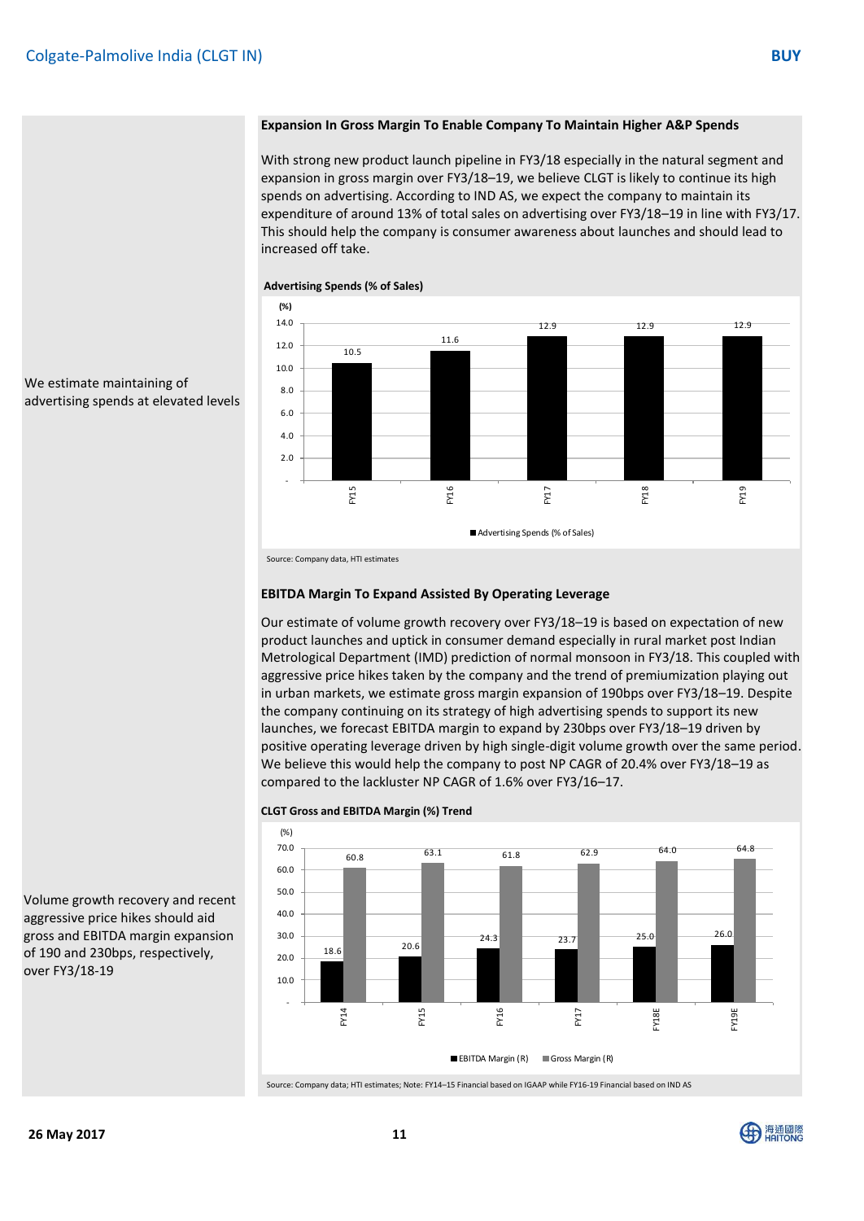We estimate maintaining of advertising spends at elevated levels

### Expansion In Gross Margin To Enable Company To Maintain Higher A&P Spends

With strong new product launch pipeline in FY3/18 especially in the natural segment and expansion in gross margin over FY3/18–19, we believe CLGT is likely to continue its high spends on advertising. According to IND AS, we expect the company to maintain its expenditure of around 13% of total sales on advertising over FY3/18–19 in line with FY3/17. This should help the company is consumer awareness about launches and should lead to increased off take.

**Advertising Spends (% of Sales)**

| (%) | FY15 | FY16 | FY17 | FY18 | FY19 |
|---|---|---|---|---|---|
| Advertising Spends (% of Sales) | 10.5 | 11.6 | 12.9 | 12.9 | 12.9 |

Source: Company data, HTI estimates

Volume growth recovery and recent aggressive price hikes should aid gross and EBITDA margin expansion of 190 and 230bps, respectively, over FY3/18-19

### EBITDA Margin To Expand Assisted By Operating Leverage

Our estimate of volume growth recovery over FY3/18–19 is based on expectation of new product launches and uptick in consumer demand especially in rural market post Indian Metrological Department (IMD) prediction of normal monsoon in FY3/18. This coupled with aggressive price hikes taken by the company and the trend of premiumization playing out in urban markets, we estimate gross margin expansion of 190bps over FY3/18–19. Despite the company continuing on its strategy of high advertising spends to support its new launches, we forecast EBITDA margin to expand by 230bps over FY3/18–19 driven by positive operating leverage driven by high single-digit volume growth over the same period. We believe this would help the company to post NP CAGR of 20.4% over FY3/18–19 as compared to the lackluster NP CAGR of 1.6% over FY3/16–17.

**CLGT Gross and EBITDA Margin (%) Trend**

| (%) | FY14 | FY15 | FY16 | FY17 | FY18E | FY19E |
|---|---|---|---|---|---|---|
| EBITDA Margin (R) | 18.6 | 20.6 | 24.3 | 23.7 | 25.0 | 26.0 |
| Gross Margin (R) | 60.8 | 63.1 | 61.8 | 62.9 | 64.0 | 64.8 |

Source: Company data; HTI estimates; Note: FY14–15 Financial based on IGAAP while FY16-19 Financial based on IND AS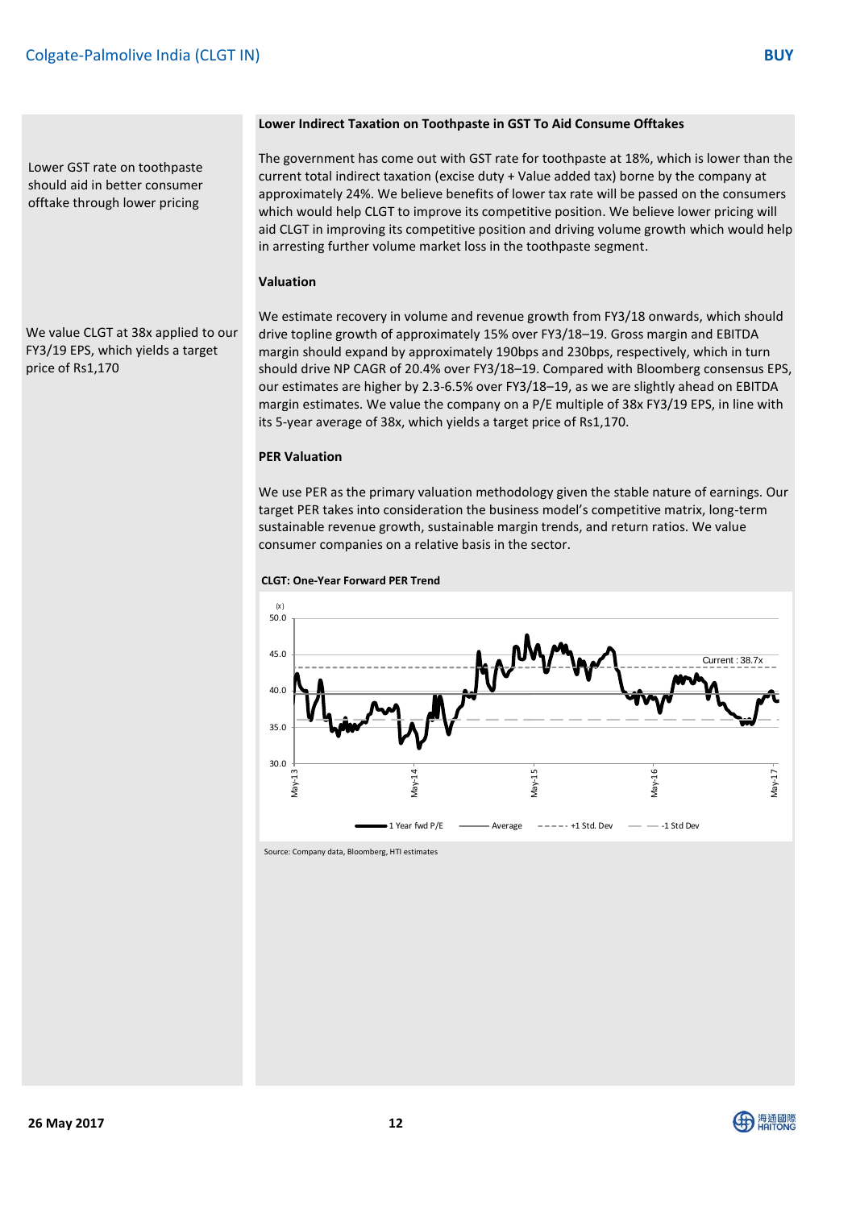Lower GST rate on toothpaste should aid in better consumer offtake through lower pricing

### Lower Indirect Taxation on Toothpaste in GST To Aid Consume Offtakes

The government has come out with GST rate for toothpaste at 18%, which is lower than the current total indirect taxation (excise duty + Value added tax) borne by the company at approximately 24%. We believe benefits of lower tax rate will be passed on the consumers which would help CLGT to improve its competitive position. We believe lower pricing will aid CLGT in improving its competitive position and driving volume growth which would help in arresting further volume market loss in the toothpaste segment.

### Valuation

We value CLGT at 38x applied to our FY3/19 EPS, which yields a target price of Rs1,170

We estimate recovery in volume and revenue growth from FY3/18 onwards, which should drive topline growth of approximately 15% over FY3/18–19. Gross margin and EBITDA margin should expand by approximately 190bps and 230bps, respectively, which in turn should drive NP CAGR of 20.4% over FY3/18–19. Compared with Bloomberg consensus EPS, our estimates are higher by 2.3-6.5% over FY3/18–19, as we are slightly ahead on EBITDA margin estimates. We value the company on a P/E multiple of 38x FY3/19 EPS, in line with its 5-year average of 38x, which yields a target price of Rs1,170.

### PER Valuation

We use PER as the primary valuation methodology given the stable nature of earnings. Our target PER takes into consideration the business model's competitive matrix, long-term sustainable revenue growth, sustainable margin trends, and return ratios. We value consumer companies on a relative basis in the sector.

**CLGT: One-Year Forward PER Trend**

Source: Company data, Bloomberg, HTI estimates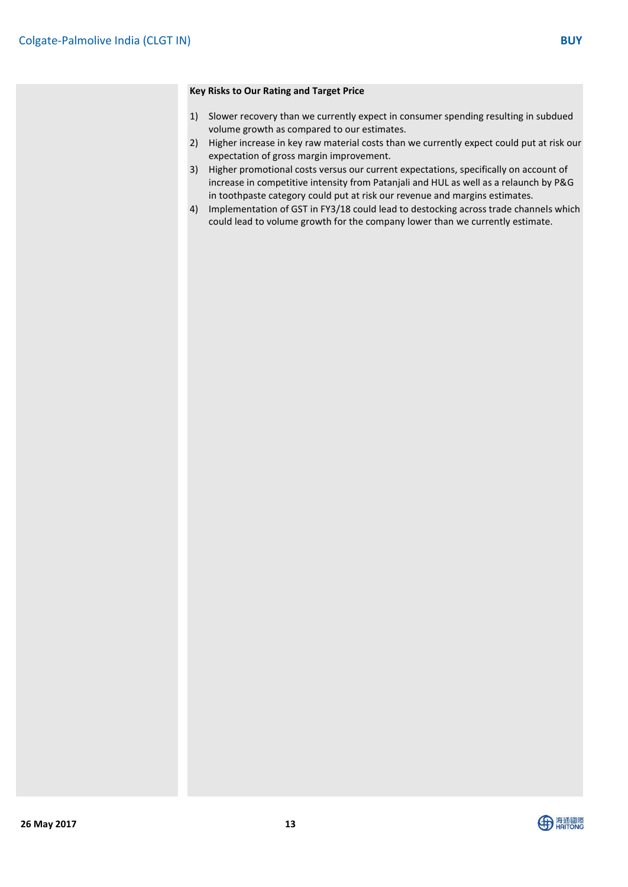**Key Risks to Our Rating and Target Price**

1) Slower recovery than we currently expect in consumer spending resulting in subdued volume growth as compared to our estimates.
2) Higher increase in key raw material costs than we currently expect could put at risk our expectation of gross margin improvement.
3) Higher promotional costs versus our current expectations, specifically on account of increase in competitive intensity from Patanjali and HUL as well as a relaunch by P&G in toothpaste category could put at risk our revenue and margins estimates.
4) Implementation of GST in FY3/18 could lead to destocking across trade channels which could lead to volume growth for the company lower than we currently estimate.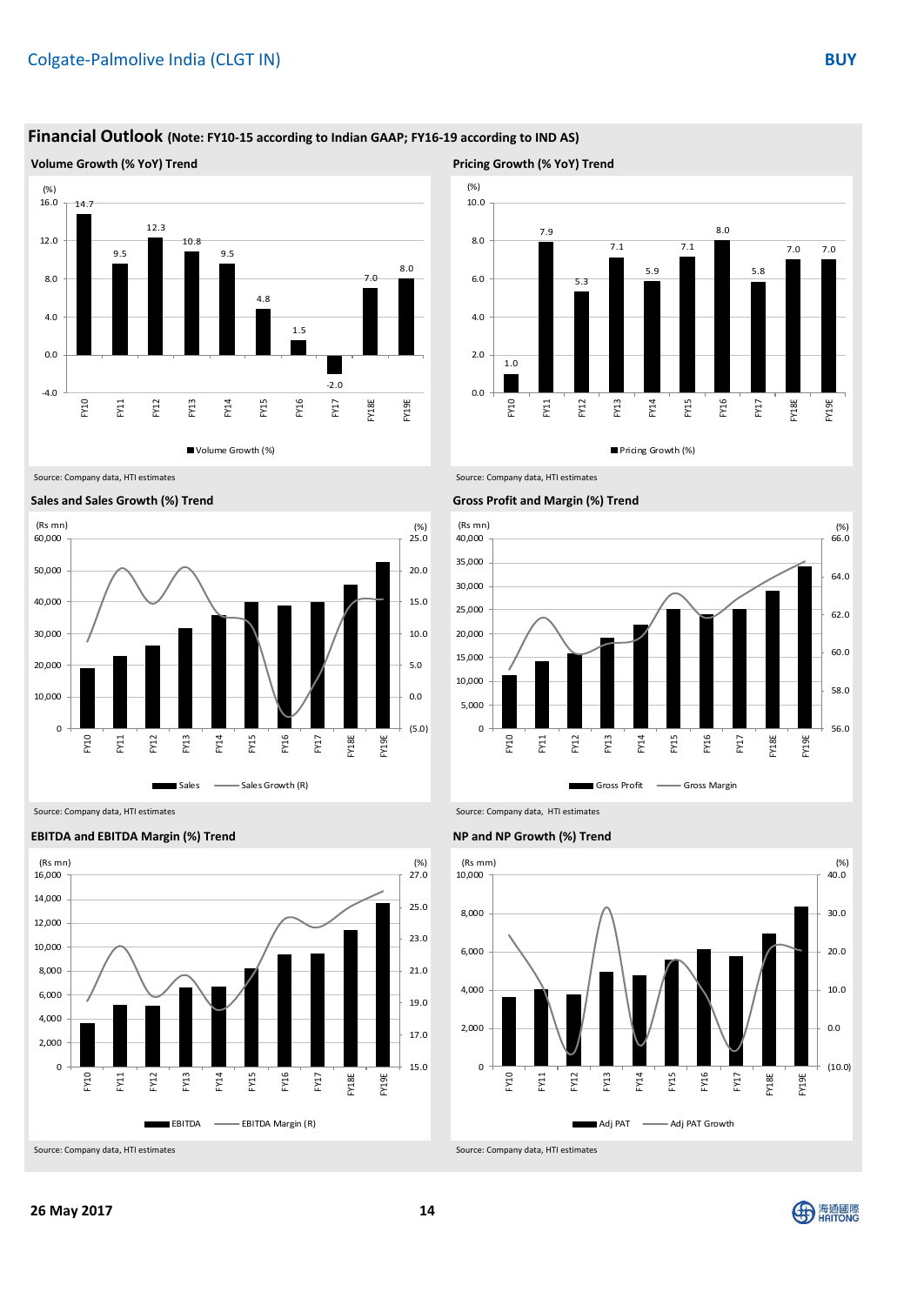## Financial Outlook (Note: FY10-15 according to Indian GAAP; FY16-19 according to IND AS)

### Volume Growth (% YoY) Trend

| | FY10 | FY11 | FY12 | FY13 | FY14 | FY15 | FY16 | FY17 | FY18E | FY19E |
|---|---|---|---|---|---|---|---|---|---|---|
| Volume Growth (%) | 14.7 | 9.5 | 12.3 | 10.8 | 9.5 | 4.8 | 1.5 | -2.0 | 7.0 | 8.0 |

Source: Company data, HTI estimates

### Pricing Growth (% YoY) Trend

| | FY10 | FY11 | FY12 | FY13 | FY14 | FY15 | FY16 | FY17 | FY18E | FY19E |
|---|---|---|---|---|---|---|---|---|---|---|
| Pricing Growth (%) | 1.0 | 7.9 | 5.3 | 7.1 | 5.9 | 7.1 | 8.0 | 5.8 | 7.0 | 7.0 |

Source: Company data, HTI estimates

### Sales and Sales Growth (%) Trend

Chart: Sales (Rs mn, bars) and Sales Growth (R) (%, line), FY10–FY19E.

Source: Company data, HTI estimates

### Gross Profit and Margin (%) Trend

Chart: Gross Profit (Rs mn, bars) and Gross Margin (%, line), FY10–FY19E.

Source: Company data, HTI estimates

### EBITDA and EBITDA Margin (%) Trend

Chart: EBITDA (Rs mn, bars) and EBITDA Margin (R) (%, line), FY10–FY19E.

Source: Company data, HTI estimates

### NP and NP Growth (%) Trend

Chart: Adj PAT (Rs mm, bars) and Adj PAT Growth (%, line), FY10–FY19E.

Source: Company data, HTI estimates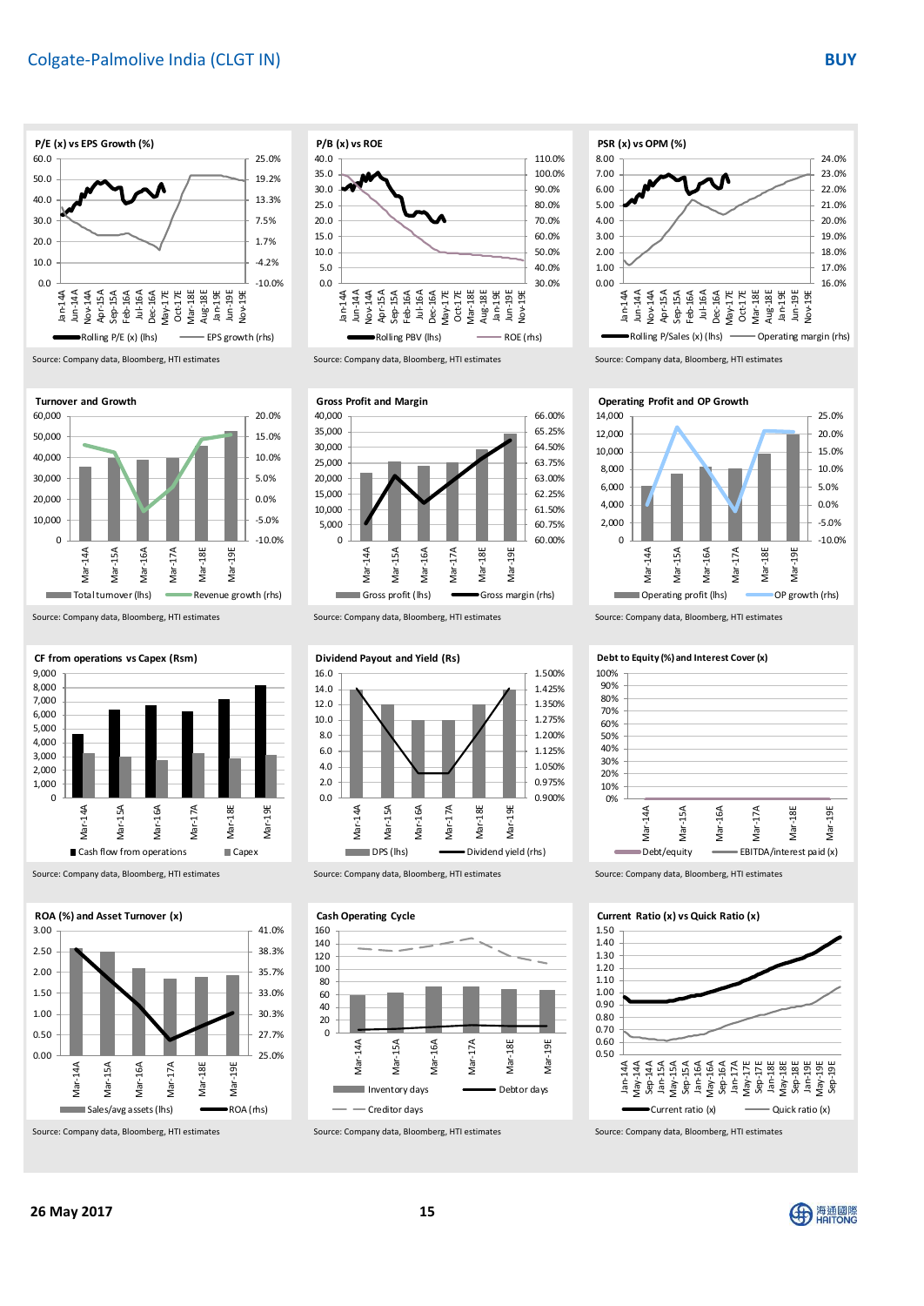Colgate-Palmolive India (CLGT IN) **BUY**

**P/E (x) vs EPS Growth (%)**

Rolling P/E (x) (lhs) — EPS growth (rhs)

Source: Company data, Bloomberg, HTI estimates

**P/B (x) vs ROE**

Rolling PBV (lhs) — ROE (rhs)

Source: Company data, Bloomberg, HTI estimates

**PSR (x) vs OPM (%)**

Rolling P/Sales (x) (lhs) — Operating margin (rhs)

Source: Company data, Bloomberg, HTI estimates

**Turnover and Growth**

Total turnover (lhs) — Revenue growth (rhs)

Source: Company data, Bloomberg, HTI estimates

**Gross Profit and Margin**

Gross profit (lhs) — Gross margin (rhs)

Source: Company data, Bloomberg, HTI estimates

**Operating Profit and OP Growth**

Operating profit (lhs) — OP growth (rhs)

Source: Company data, Bloomberg, HTI estimates

**CF from operations vs Capex (Rsm)**

Cash flow from operations — Capex

Source: Company data, Bloomberg, HTI estimates

**Dividend Payout and Yield (Rs)**

DPS (lhs) — Dividend yield (rhs)

Source: Company data, Bloomberg, HTI estimates

**Debt to Equity (%) and Interest Cover (x)**

Debt/equity — EBITDA/interest paid (x)

Source: Company data, Bloomberg, HTI estimates

**ROA (%) and Asset Turnover (x)**

Sales/avg assets (lhs) — ROA (rhs)

Source: Company data, Bloomberg, HTI estimates

**Cash Operating Cycle**

Inventory days — Debtor days — Creditor days

Source: Company data, Bloomberg, HTI estimates

**Current Ratio (x) vs Quick Ratio (x)**

Current ratio (x) — Quick ratio (x)

Source: Company data, Bloomberg, HTI estimates

26 May 2017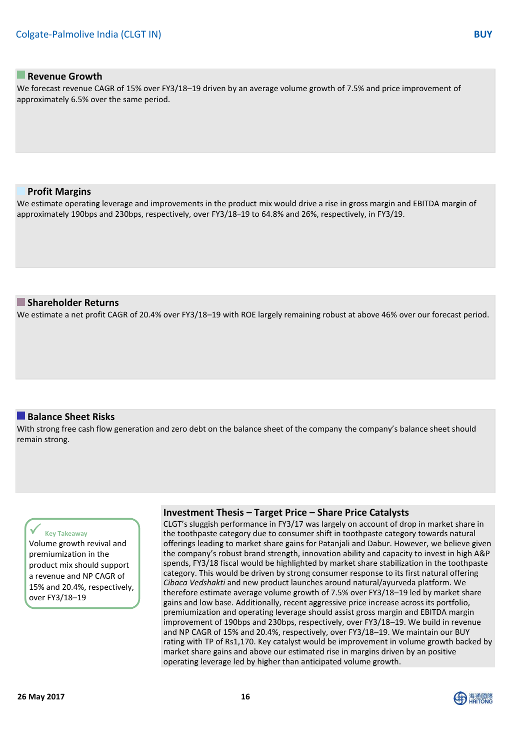## Revenue Growth

We forecast revenue CAGR of 15% over FY3/18–19 driven by an average volume growth of 7.5% and price improvement of approximately 6.5% over the same period.

## Profit Margins

We estimate operating leverage and improvements in the product mix would drive a rise in gross margin and EBITDA margin of approximately 190bps and 230bps, respectively, over FY3/18–19 to 64.8% and 26%, respectively, in FY3/19.

## Shareholder Returns

We estimate a net profit CAGR of 20.4% over FY3/18–19 with ROE largely remaining robust at above 46% over our forecast period.

## Balance Sheet Risks

With strong free cash flow generation and zero debt on the balance sheet of the company the company's balance sheet should remain strong.

**Key Takeaway**

Volume growth revival and premiumization in the product mix should support a revenue and NP CAGR of 15% and 20.4%, respectively, over FY3/18–19

## Investment Thesis – Target Price – Share Price Catalysts

CLGT's sluggish performance in FY3/17 was largely on account of drop in market share in the toothpaste category due to consumer shift in toothpaste category towards natural offerings leading to market share gains for Patanjali and Dabur. However, we believe given the company's robust brand strength, innovation ability and capacity to invest in high A&P spends, FY3/18 fiscal would be highlighted by market share stabilization in the toothpaste category. This would be driven by strong consumer response to its first natural offering *Cibaca Vedshakti* and new product launches around natural/ayurveda platform. We therefore estimate average volume growth of 7.5% over FY3/18–19 led by market share gains and low base. Additionally, recent aggressive price increase across its portfolio, premiumization and operating leverage should assist gross margin and EBITDA margin improvement of 190bps and 230bps, respectively, over FY3/18–19. We build in revenue and NP CAGR of 15% and 20.4%, respectively, over FY3/18–19. We maintain our BUY rating with TP of Rs1,170. Key catalyst would be improvement in volume growth backed by market share gains and above our estimated rise in margins driven by an positive operating leverage led by higher than anticipated volume growth.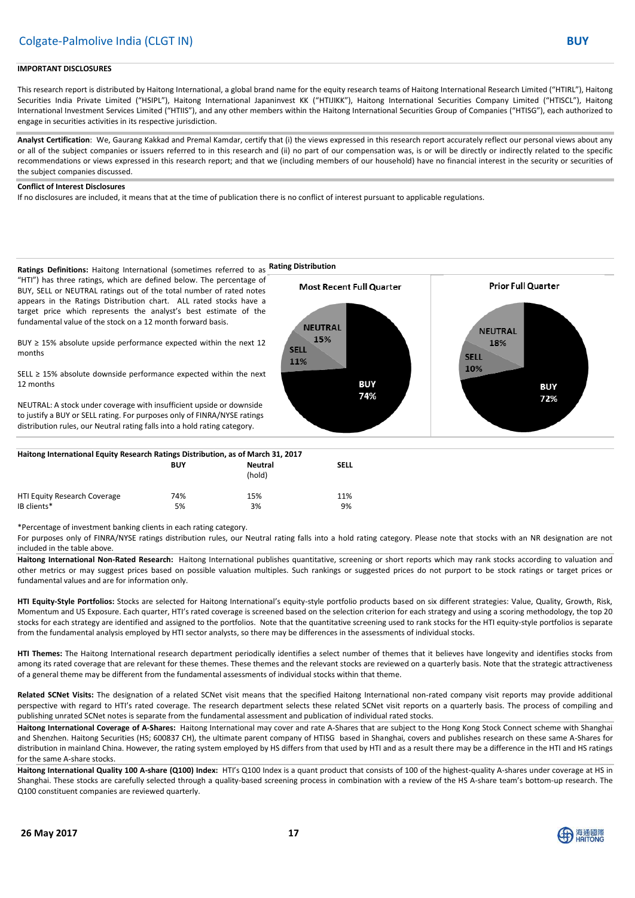**IMPORTANT DISCLOSURES**

This research report is distributed by Haitong International, a global brand name for the equity research teams of Haitong International Research Limited ("HTIRL"), Haitong Securities India Private Limited ("HSIPL"), Haitong International Japaninvest KK ("HTIJIKK"), Haitong International Securities Company Limited ("HTISCL"), Haitong International Investment Services Limited ("HTIIS"), and any other members within the Haitong International Securities Group of Companies ("HTISG"), each authorized to engage in securities activities in its respective jurisdiction.

**Analyst Certification**: We, Gaurang Kakkad and Premal Kamdar, certify that (i) the views expressed in this research report accurately reflect our personal views about any or all of the subject companies or issuers referred to in this research and (ii) no part of our compensation was, is or will be directly or indirectly related to the specific recommendations or views expressed in this research report; and that we (including members of our household) have no financial interest in the security or securities of the subject companies discussed.

**Conflict of Interest Disclosures**

If no disclosures are included, it means that at the time of publication there is no conflict of interest pursuant to applicable regulations.

**Ratings Definitions:** Haitong International (sometimes referred to as "HTI") has three ratings, which are defined below. The percentage of BUY, SELL or NEUTRAL ratings out of the total number of rated notes appears in the Ratings Distribution chart. ALL rated stocks have a target price which represents the analyst's best estimate of the fundamental value of the stock on a 12 month forward basis.

BUY ≥ 15% absolute upside performance expected within the next 12 months

SELL ≥ 15% absolute downside performance expected within the next 12 months

NEUTRAL: A stock under coverage with insufficient upside or downside to justify a BUY or SELL rating. For purposes only of FINRA/NYSE ratings distribution rules, our Neutral rating falls into a hold rating category.

**Rating Distribution**

| | Most Recent Full Quarter | Prior Full Quarter |
|---|---|---|
| BUY | 74% | 72% |
| NEUTRAL | 15% | 18% |
| SELL | 11% | 10% |

**Haitong International Equity Research Ratings Distribution, as of March 31, 2017**

| | BUY | Neutral (hold) | SELL |
|---|---|---|---|
| HTI Equity Research Coverage | 74% | 15% | 11% |
| IB clients* | 5% | 3% | 9% |

*Percentage of investment banking clients in each rating category.

For purposes only of FINRA/NYSE ratings distribution rules, our Neutral rating falls into a hold rating category. Please note that stocks with an NR designation are not included in the table above.

**Haitong International Non-Rated Research:** Haitong International publishes quantitative, screening or short reports which may rank stocks according to valuation and other metrics or may suggest prices based on possible valuation multiples. Such rankings or suggested prices do not purport to be stock ratings or target prices or fundamental values and are for information only.

**HTI Equity-Style Portfolios:** Stocks are selected for Haitong International's equity-style portfolio products based on six different strategies: Value, Quality, Growth, Risk, Momentum and US Exposure. Each quarter, HTI's rated coverage is screened based on the selection criterion for each strategy and using a scoring methodology, the top 20 stocks for each strategy are identified and assigned to the portfolios. Note that the quantitative screening used to rank stocks for the HTI equity-style portfolios is separate from the fundamental analysis employed by HTI sector analysts, so there may be differences in the assessments of individual stocks.

**HTI Themes:** The Haitong International research department periodically identifies a select number of themes that it believes have longevity and identifies stocks from among its rated coverage that are relevant for these themes. These themes and the relevant stocks are reviewed on a quarterly basis. Note that the strategic attractiveness of a general theme may be different from the fundamental assessments of individual stocks within that theme.

**Related SCNet Visits:** The designation of a related SCNet visit means that the specified Haitong International non-rated company visit reports may provide additional perspective with regard to HTI's rated coverage. The research department selects these related SCNet visit reports on a quarterly basis. The process of compiling and publishing unrated SCNet notes is separate from the fundamental assessment and publication of individual rated stocks.

**Haitong International Coverage of A-Shares:** Haitong International may cover and rate A-Shares that are subject to the Hong Kong Stock Connect scheme with Shanghai and Shenzhen. Haitong Securities (HS; 600837 CH), the ultimate parent company of HTISG based in Shanghai, covers and publishes research on these same A-Shares for distribution in mainland China. However, the rating system employed by HS differs from that used by HTI and as a result there may be a difference in the HTI and HS ratings for the same A-share stocks.

**Haitong International Quality 100 A-share (Q100) Index:** HTI's Q100 Index is a quant product that consists of 100 of the highest-quality A-shares under coverage at HS in Shanghai. These stocks are carefully selected through a quality-based screening process in combination with a review of the HS A-share team's bottom-up research. The Q100 constituent companies are reviewed quarterly.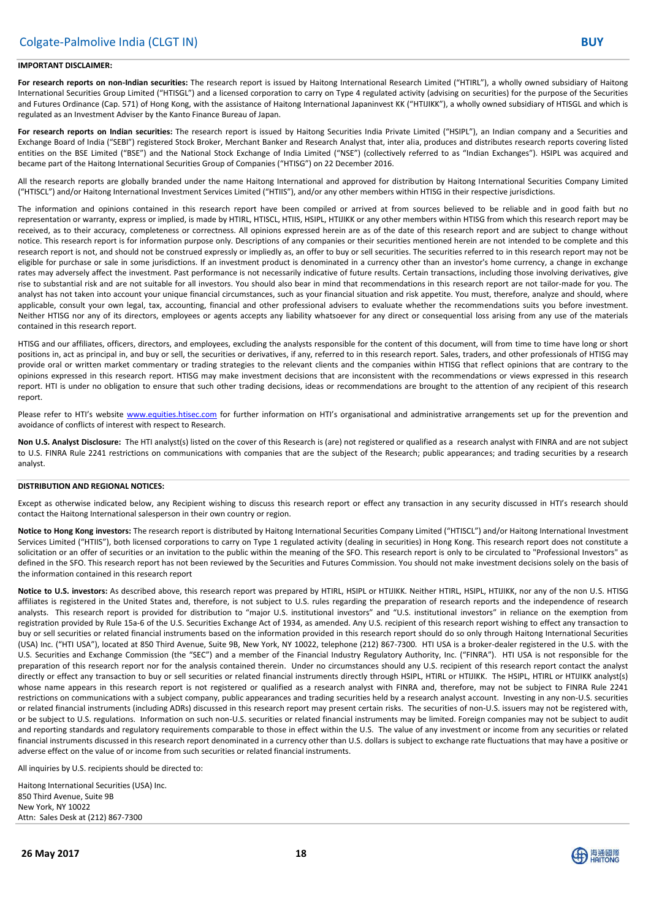**IMPORTANT DISCLAIMER:**

**For research reports on non-Indian securities:** The research report is issued by Haitong International Research Limited ("HTIRL"), a wholly owned subsidiary of Haitong International Securities Group Limited ("HTISGL") and a licensed corporation to carry on Type 4 regulated activity (advising on securities) for the purpose of the Securities and Futures Ordinance (Cap. 571) of Hong Kong, with the assistance of Haitong International Japaninvest KK ("HTIJIKK"), a wholly owned subsidiary of HTISGL and which is regulated as an Investment Adviser by the Kanto Finance Bureau of Japan.

**For research reports on Indian securities:** The research report is issued by Haitong Securities India Private Limited ("HSIPL"), an Indian company and a Securities and Exchange Board of India ("SEBI") registered Stock Broker, Merchant Banker and Research Analyst that, inter alia, produces and distributes research reports covering listed entities on the BSE Limited ("BSE") and the National Stock Exchange of India Limited ("NSE") (collectively referred to as "Indian Exchanges"). HSIPL was acquired and became part of the Haitong International Securities Group of Companies ("HTISG") on 22 December 2016.

All the research reports are globally branded under the name Haitong International and approved for distribution by Haitong International Securities Company Limited ("HTISCL") and/or Haitong International Investment Services Limited ("HTIIS"), and/or any other members within HTISG in their respective jurisdictions.

The information and opinions contained in this research report have been compiled or arrived at from sources believed to be reliable and in good faith but no representation or warranty, express or implied, is made by HTIRL, HTISCL, HTIIS, HSIPL, HTIJIKK or any other members within HTISG from which this research report may be received, as to their accuracy, completeness or correctness. All opinions expressed herein are as of the date of this research report and are subject to change without notice. This research report is for information purpose only. Descriptions of any companies or their securities mentioned herein are not intended to be complete and this research report is not, and should not be construed expressly or impliedly as, an offer to buy or sell securities. The securities referred to in this research report may not be eligible for purchase or sale in some jurisdictions. If an investment product is denominated in a currency other than an investor's home currency, a change in exchange rates may adversely affect the investment. Past performance is not necessarily indicative of future results. Certain transactions, including those involving derivatives, give rise to substantial risk and are not suitable for all investors. You should also bear in mind that recommendations in this research report are not tailor-made for you. The analyst has not taken into account your unique financial circumstances, such as your financial situation and risk appetite. You must, therefore, analyze and should, where applicable, consult your own legal, tax, accounting, financial and other professional advisers to evaluate whether the recommendations suits you before investment. Neither HTISG nor any of its directors, employees or agents accepts any liability whatsoever for any direct or consequential loss arising from any use of the materials contained in this research report.

HTISG and our affiliates, officers, directors, and employees, excluding the analysts responsible for the content of this document, will from time to time have long or short positions in, act as principal in, and buy or sell, the securities or derivatives, if any, referred to in this research report. Sales, traders, and other professionals of HTISG may provide oral or written market commentary or trading strategies to the relevant clients and the companies within HTISG that reflect opinions that are contrary to the opinions expressed in this research report. HTISG may make investment decisions that are inconsistent with the recommendations or views expressed in this research report. HTI is under no obligation to ensure that such other trading decisions, ideas or recommendations are brought to the attention of any recipient of this research report.

Please refer to HTI's website www.equities.htisec.com for further information on HTI's organisational and administrative arrangements set up for the prevention and avoidance of conflicts of interest with respect to Research.

**Non U.S. Analyst Disclosure:** The HTI analyst(s) listed on the cover of this Research is (are) not registered or qualified as a research analyst with FINRA and are not subject to U.S. FINRA Rule 2241 restrictions on communications with companies that are the subject of the Research; public appearances; and trading securities by a research analyst.

**DISTRIBUTION AND REGIONAL NOTICES:**

Except as otherwise indicated below, any Recipient wishing to discuss this research report or effect any transaction in any security discussed in HTI's research should contact the Haitong International salesperson in their own country or region.

**Notice to Hong Kong investors:** The research report is distributed by Haitong International Securities Company Limited ("HTISCL") and/or Haitong International Investment Services Limited ("HTIIS"), both licensed corporations to carry on Type 1 regulated activity (dealing in securities) in Hong Kong. This research report does not constitute a solicitation or an offer of securities or an invitation to the public within the meaning of the SFO. This research report is only to be circulated to "Professional Investors" as defined in the SFO. This research report has not been reviewed by the Securities and Futures Commission. You should not make investment decisions solely on the basis of the information contained in this research report

**Notice to U.S. investors:** As described above, this research report was prepared by HTIRL, HSIPL or HTIJIKK. Neither HTIRL, HSIPL, HTIJIKK, nor any of the non U.S. HTISG affiliates is registered in the United States and, therefore, is not subject to U.S. rules regarding the preparation of research reports and the independence of research analysts. This research report is provided for distribution to "major U.S. institutional investors" and "U.S. institutional investors" in reliance on the exemption from registration provided by Rule 15a-6 of the U.S. Securities Exchange Act of 1934, as amended. Any U.S. recipient of this research report wishing to effect any transaction to buy or sell securities or related financial instruments based on the information provided in this research report should do so only through Haitong International Securities (USA) Inc. ("HTI USA"), located at 850 Third Avenue, Suite 9B, New York, NY 10022, telephone (212) 867-7300. HTI USA is a broker-dealer registered in the U.S. with the U.S. Securities and Exchange Commission (the "SEC") and a member of the Financial Industry Regulatory Authority, Inc. ("FINRA"). HTI USA is not responsible for the preparation of this research report nor for the analysis contained therein. Under no circumstances should any U.S. recipient of this research report contact the analyst directly or effect any transaction to buy or sell securities or related financial instruments directly through HSIPL, HTIRL or HTIJIKK. The HSIPL, HTIRL or HTIJIKK analyst(s) whose name appears in this research report is not registered or qualified as a research analyst with FINRA and, therefore, may not be subject to FINRA Rule 2241 restrictions on communications with a subject company, public appearances and trading securities held by a research analyst account. Investing in any non-U.S. securities or related financial instruments (including ADRs) discussed in this research report may present certain risks. The securities of non-U.S. issuers may not be registered with, or be subject to U.S. regulations. Information on such non-U.S. securities or related financial instruments may be limited. Foreign companies may not be subject to audit and reporting standards and regulatory requirements comparable to those in effect within the U.S. The value of any investment or income from any securities or related financial instruments discussed in this research report denominated in a currency other than U.S. dollars is subject to exchange rate fluctuations that may have a positive or adverse effect on the value of or income from such securities or related financial instruments.

All inquiries by U.S. recipients should be directed to:

Haitong International Securities (USA) Inc.
850 Third Avenue, Suite 9B
New York, NY 10022
Attn: Sales Desk at (212) 867-7300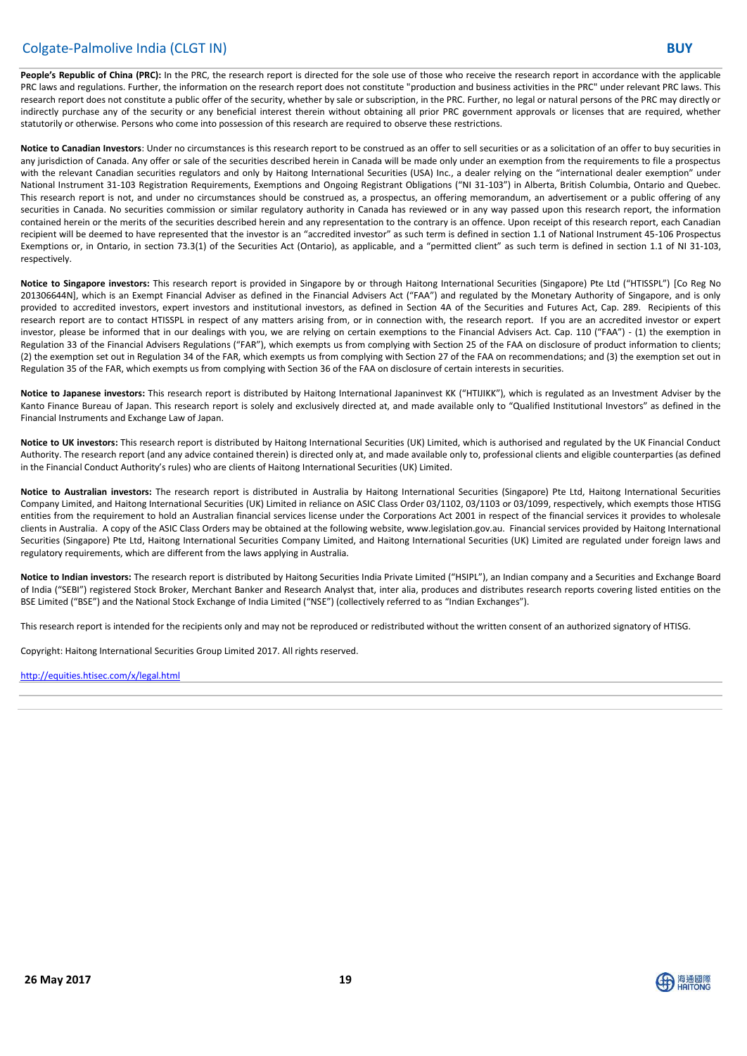**People's Republic of China (PRC):** In the PRC, the research report is directed for the sole use of those who receive the research report in accordance with the applicable PRC laws and regulations. Further, the information on the research report does not constitute "production and business activities in the PRC" under relevant PRC laws. This research report does not constitute a public offer of the security, whether by sale or subscription, in the PRC. Further, no legal or natural persons of the PRC may directly or indirectly purchase any of the security or any beneficial interest therein without obtaining all prior PRC government approvals or licenses that are required, whether statutorily or otherwise. Persons who come into possession of this research are required to observe these restrictions.

**Notice to Canadian Investors**: Under no circumstances is this research report to be construed as an offer to sell securities or as a solicitation of an offer to buy securities in any jurisdiction of Canada. Any offer or sale of the securities described herein in Canada will be made only under an exemption from the requirements to file a prospectus with the relevant Canadian securities regulators and only by Haitong International Securities (USA) Inc., a dealer relying on the "international dealer exemption" under National Instrument 31-103 Registration Requirements, Exemptions and Ongoing Registrant Obligations ("NI 31-103") in Alberta, British Columbia, Ontario and Quebec. This research report is not, and under no circumstances should be construed as, a prospectus, an offering memorandum, an advertisement or a public offering of any securities in Canada. No securities commission or similar regulatory authority in Canada has reviewed or in any way passed upon this research report, the information contained herein or the merits of the securities described herein and any representation to the contrary is an offence. Upon receipt of this research report, each Canadian recipient will be deemed to have represented that the investor is an "accredited investor" as such term is defined in section 1.1 of National Instrument 45-106 Prospectus Exemptions or, in Ontario, in section 73.3(1) of the Securities Act (Ontario), as applicable, and a "permitted client" as such term is defined in section 1.1 of NI 31-103, respectively.

**Notice to Singapore investors:** This research report is provided in Singapore by or through Haitong International Securities (Singapore) Pte Ltd ("HTISSPL") [Co Reg No 201306644N], which is an Exempt Financial Adviser as defined in the Financial Advisers Act ("FAA") and regulated by the Monetary Authority of Singapore, and is only provided to accredited investors, expert investors and institutional investors, as defined in Section 4A of the Securities and Futures Act, Cap. 289. Recipients of this research report are to contact HTISSPL in respect of any matters arising from, or in connection with, the research report. If you are an accredited investor or expert investor, please be informed that in our dealings with you, we are relying on certain exemptions to the Financial Advisers Act. Cap. 110 ("FAA") - (1) the exemption in Regulation 33 of the Financial Advisers Regulations ("FAR"), which exempts us from complying with Section 25 of the FAA on disclosure of product information to clients; (2) the exemption set out in Regulation 34 of the FAR, which exempts us from complying with Section 27 of the FAA on recommendations; and (3) the exemption set out in Regulation 35 of the FAR, which exempts us from complying with Section 36 of the FAA on disclosure of certain interests in securities.

**Notice to Japanese investors:** This research report is distributed by Haitong International Japaninvest KK ("HTIJIKK"), which is regulated as an Investment Adviser by the Kanto Finance Bureau of Japan. This research report is solely and exclusively directed at, and made available only to "Qualified Institutional Investors" as defined in the Financial Instruments and Exchange Law of Japan.

**Notice to UK investors:** This research report is distributed by Haitong International Securities (UK) Limited, which is authorised and regulated by the UK Financial Conduct Authority. The research report (and any advice contained therein) is directed only at, and made available only to, professional clients and eligible counterparties (as defined in the Financial Conduct Authority's rules) who are clients of Haitong International Securities (UK) Limited.

**Notice to Australian investors:** The research report is distributed in Australia by Haitong International Securities (Singapore) Pte Ltd, Haitong International Securities Company Limited, and Haitong International Securities (UK) Limited in reliance on ASIC Class Order 03/1102, 03/1103 or 03/1099, respectively, which exempts those HTISG entities from the requirement to hold an Australian financial services license under the Corporations Act 2001 in respect of the financial services it provides to wholesale clients in Australia. A copy of the ASIC Class Orders may be obtained at the following website, www.legislation.gov.au. Financial services provided by Haitong International Securities (Singapore) Pte Ltd, Haitong International Securities Company Limited, and Haitong International Securities (UK) Limited are regulated under foreign laws and regulatory requirements, which are different from the laws applying in Australia.

**Notice to Indian investors:** The research report is distributed by Haitong Securities India Private Limited ("HSIPL"), an Indian company and a Securities and Exchange Board of India ("SEBI") registered Stock Broker, Merchant Banker and Research Analyst that, inter alia, produces and distributes research reports covering listed entities on the BSE Limited ("BSE") and the National Stock Exchange of India Limited ("NSE") (collectively referred to as "Indian Exchanges").

This research report is intended for the recipients only and may not be reproduced or redistributed without the written consent of an authorized signatory of HTISG.

Copyright: Haitong International Securities Group Limited 2017. All rights reserved.

http://equities.htisec.com/x/legal.html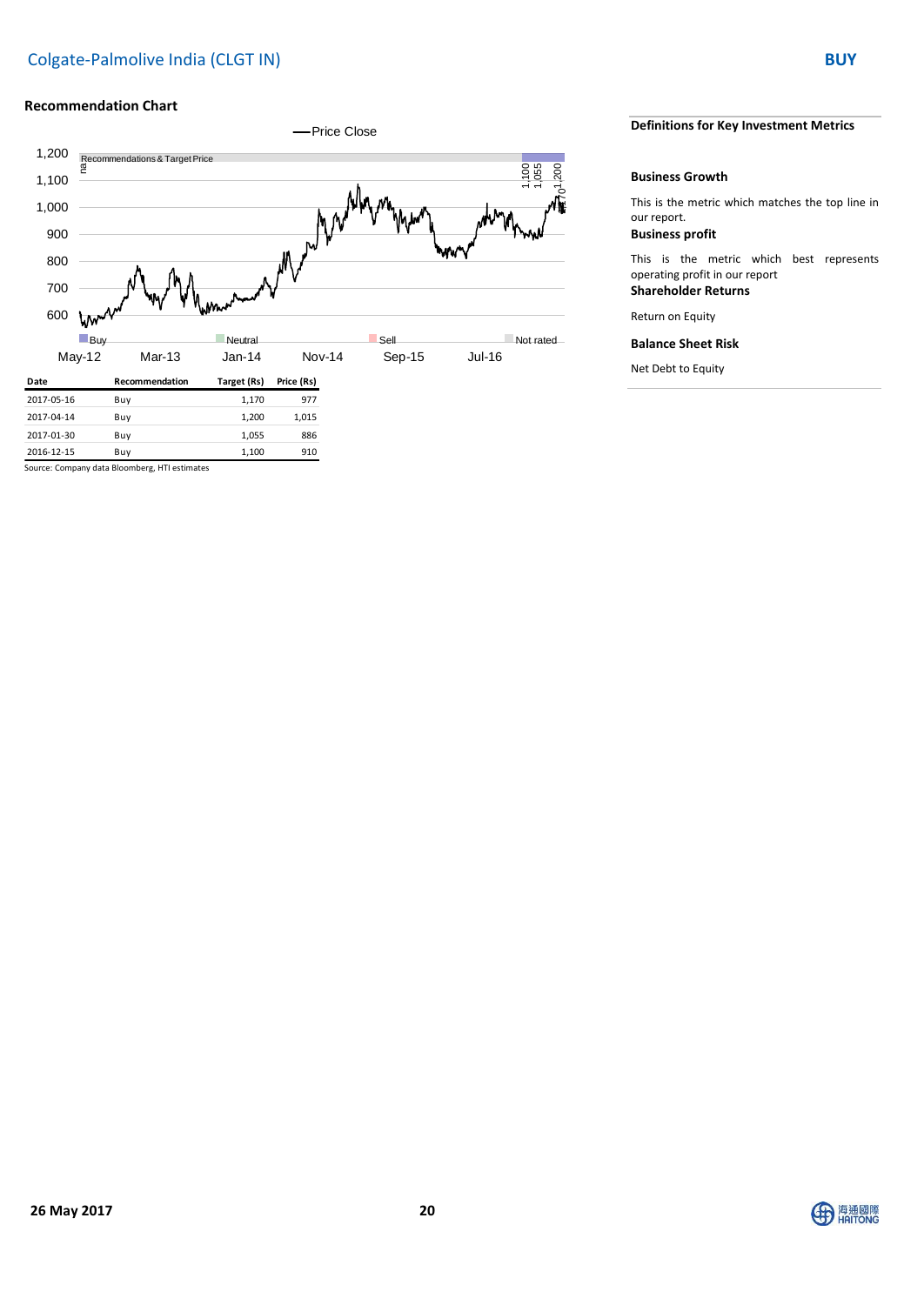## Recommendation Chart

Price Close

1,200
1,100
1,000
900
800
700
600

Recommendations & Target Price

na

1,100
1,055
1,200
1,170

Buy
Neutral
Sell
Not rated

May-12 Mar-13 Jan-14 Nov-14 Sep-15 Jul-16

| Date | Recommendation | Target (Rs) | Price (Rs) |
|---|---|---|---|
| 2017-05-16 | Buy | 1,170 | 977 |
| 2017-04-14 | Buy | 1,200 | 1,015 |
| 2017-01-30 | Buy | 1,055 | 886 |
| 2016-12-15 | Buy | 1,100 | 910 |

Source: Company data Bloomberg, HTI estimates

### Definitions for Key Investment Metrics

**Business Growth**

This is the metric which matches the top line in our report.

**Business profit**

This is the metric which best represents operating profit in our report

**Shareholder Returns**

Return on Equity

**Balance Sheet Risk**

Net Debt to Equity